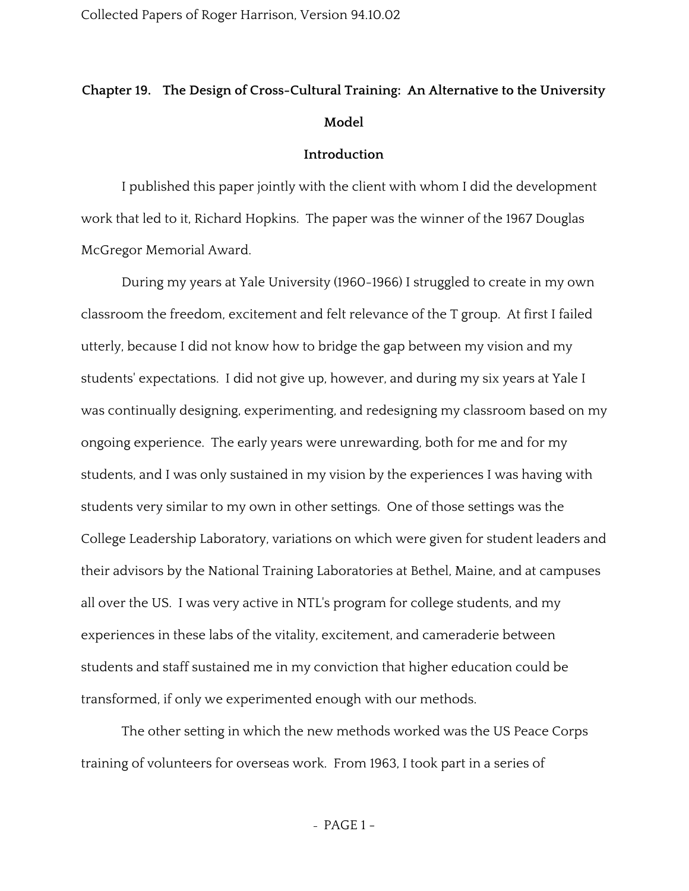# Chapter 19. The Design of Cross-Cultural Training: An Alternative to the University Model

## Introduction

I published this paper jointly with the client with whom I did the development work that led to it, Richard Hopkins. The paper was the winner of the 1967 Douglas McGregor Memorial Award.

During my years at Yale University (1960-1966) I struggled to create in my own classroom the freedom, excitement and felt relevance of the T group. At first I failed utterly, because I did not know how to bridge the gap between my vision and my students' expectations. I did not give up, however, and during my six years at Yale I was continually designing, experimenting, and redesigning my classroom based on my ongoing experience. The early years were unrewarding, both for me and for my students, and I was only sustained in my vision by the experiences I was having with students very similar to my own in other settings. One of those settings was the College Leadership Laboratory, variations on which were given for student leaders and their advisors by the National Training Laboratories at Bethel, Maine, and at campuses all over the US. I was very active in NTL's program for college students, and my experiences in these labs of the vitality, excitement, and cameraderie between students and staff sustained me in my conviction that higher education could be transformed, if only we experimented enough with our methods.

The other setting in which the new methods worked was the US Peace Corps training of volunteers for overseas work. From 1963, I took part in a series of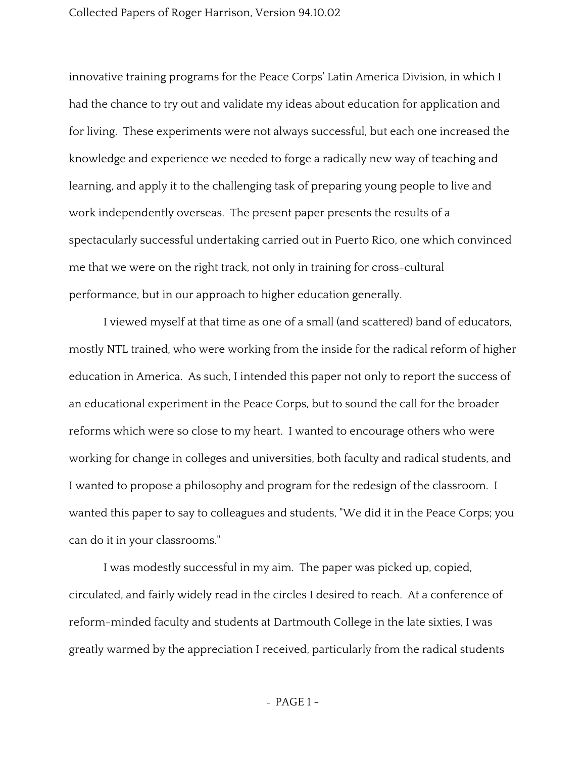innovative training programs for the Peace Corps' Latin America Division, in which I had the chance to try out and validate my ideas about education for application and for living. These experiments were not always successful, but each one increased the knowledge and experience we needed to forge a radically new way of teaching and learning, and apply it to the challenging task of preparing young people to live and work independently overseas. The present paper presents the results of a spectacularly successful undertaking carried out in Puerto Rico, one which convinced me that we were on the right track, not only in training for cross-cultural performance, but in our approach to higher education generally.

I viewed myself at that time as one of a small (and scattered) band of educators, mostly NTL trained, who were working from the inside for the radical reform of higher education in America. As such, I intended this paper not only to report the success of an educational experiment in the Peace Corps, but to sound the call for the broader reforms which were so close to my heart. I wanted to encourage others who were working for change in colleges and universities, both faculty and radical students, and I wanted to propose a philosophy and program for the redesign of the classroom. I wanted this paper to say to colleagues and students, "We did it in the Peace Corps; you can do it in your classrooms."

I was modestly successful in my aim. The paper was picked up, copied, circulated, and fairly widely read in the circles I desired to reach. At a conference of reform-minded faculty and students at Dartmouth College in the late sixties, I was greatly warmed by the appreciation I received, particularly from the radical students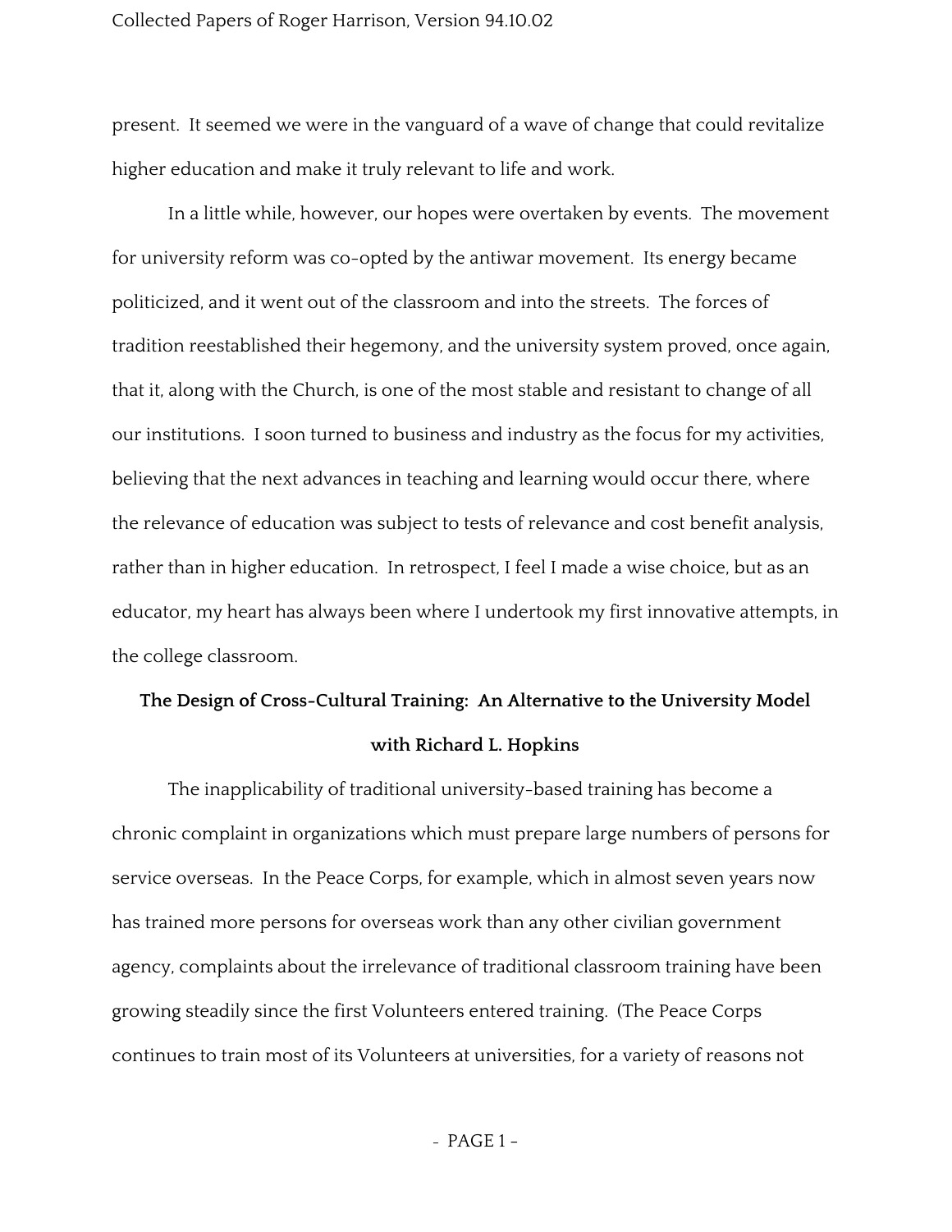present. It seemed we were in the vanguard of a wave of change that could revitalize higher education and make it truly relevant to life and work.

In a little while, however, our hopes were overtaken by events. The movement for university reform was co-opted by the antiwar movement. Its energy became politicized, and it went out of the classroom and into the streets. The forces of tradition reestablished their hegemony, and the university system proved, once again, that it, along with the Church, is one of the most stable and resistant to change of all our institutions. I soon turned to business and industry as the focus for my activities, believing that the next advances in teaching and learning would occur there, where the relevance of education was subject to tests of relevance and cost benefit analysis, rather than in higher education. In retrospect, I feel I made a wise choice, but as an educator, my heart has always been where I undertook my first innovative attempts, in the college classroom.

## The Design of Cross-Cultural Training: An Alternative to the University Model

### with Richard L. Hopkins

The inapplicability of traditional university-based training has become a chronic complaint in organizations which must prepare large numbers of persons for service overseas. In the Peace Corps, for example, which in almost seven years now has trained more persons for overseas work than any other civilian government agency, complaints about the irrelevance of traditional classroom training have been growing steadily since the first Volunteers entered training. (The Peace Corps continues to train most of its Volunteers at universities, for a variety of reasons not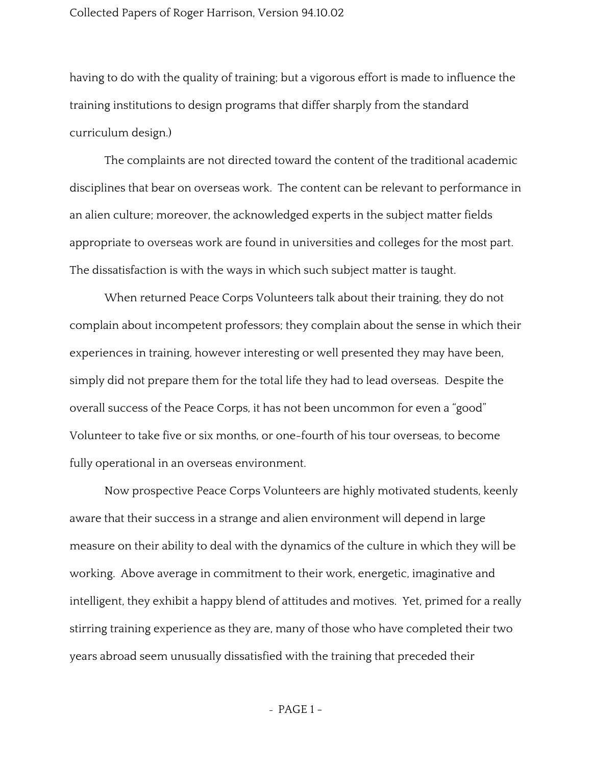having to do with the quality of training; but a vigorous effort is made to influence the training institutions to design programs that differ sharply from the standard curriculum design.)

The complaints are not directed toward the content of the traditional academic disciplines that bear on overseas work. The content can be relevant to performance in an alien culture; moreover, the acknowledged experts in the subject matter fields appropriate to overseas work are found in universities and colleges for the most part. The dissatisfaction is with the ways in which such subject matter is taught.

When returned Peace Corps Volunteers talk about their training, they do not complain about incompetent professors; they complain about the sense in which their experiences in training, however interesting or well presented they may have been, simply did not prepare them for the total life they had to lead overseas. Despite the overall success of the Peace Corps, it has not been uncommon for even a "good" Volunteer to take five or six months, or one-fourth of his tour overseas, to become fully operational in an overseas environment.

Now prospective Peace Corps Volunteers are highly motivated students, keenly aware that their success in a strange and alien environment will depend in large measure on their ability to deal with the dynamics of the culture in which they will be working. Above average in commitment to their work, energetic, imaginative and intelligent, they exhibit a happy blend of attitudes and motives. Yet, primed for a really stirring training experience as they are, many of those who have completed their two years abroad seem unusually dissatisfied with the training that preceded their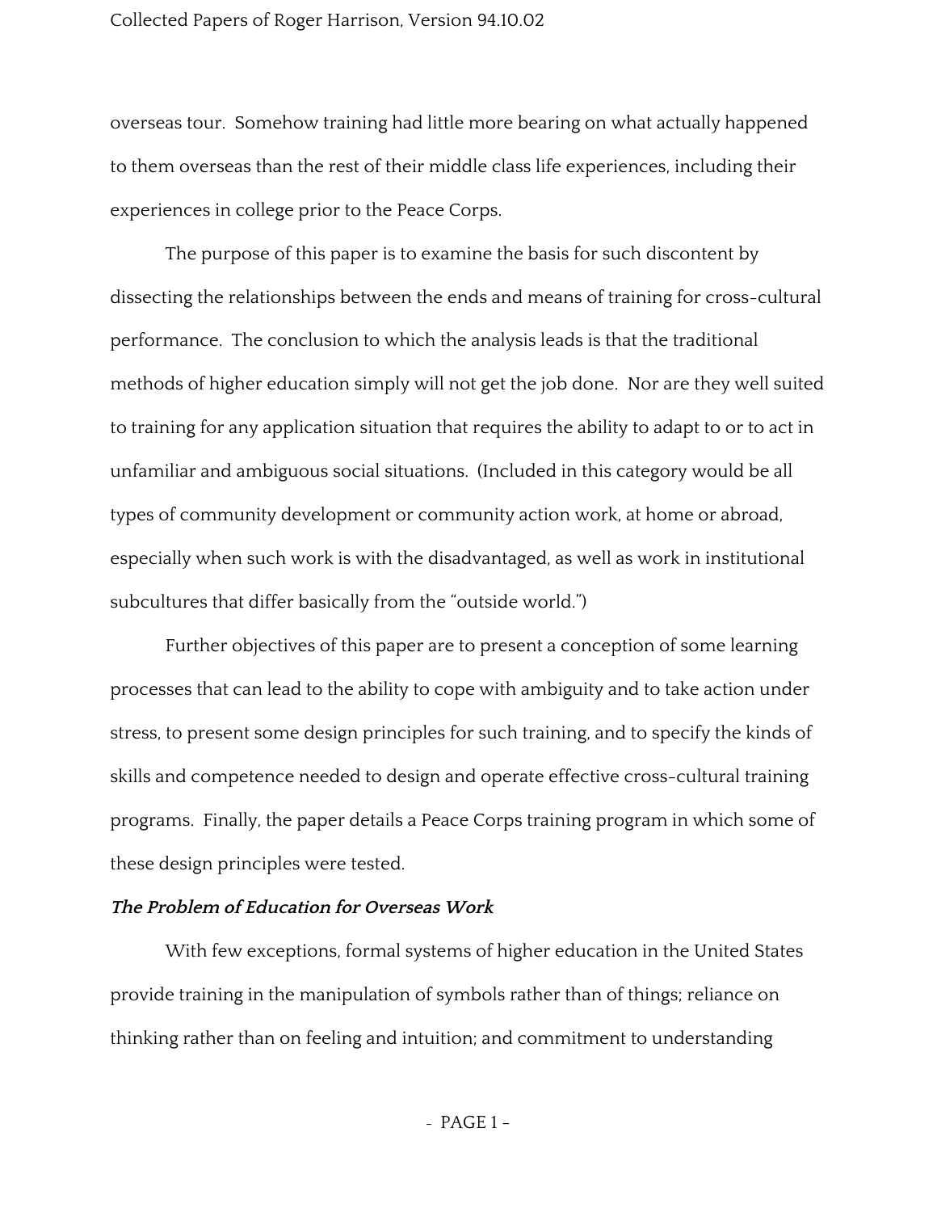overseas tour. Somehow training had little more bearing on what actually happened to them overseas than the rest of their middle class life experiences, including their experiences in college prior to the Peace Corps.

The purpose of this paper is to examine the basis for such discontent by dissecting the relationships between the ends and means of training for cross-cultural performance. The conclusion to which the analysis leads is that the traditional methods of higher education simply will not get the job done. Nor are they well suited to training for any application situation that requires the ability to adapt to or to act in unfamiliar and ambiguous social situations. (Included in this category would be all types of community development or community action work, at home or abroad, especially when such work is with the disadvantaged, as well as work in institutional subcultures that differ basically from the "outside world.")

Further objectives of this paper are to present a conception of some learning processes that can lead to the ability to cope with ambiguity and to take action under stress, to present some design principles for such training, and to specify the kinds of skills and competence needed to design and operate effective cross-cultural training programs. Finally, the paper details a Peace Corps training program in which some of these design principles were tested.

***The Problem of Education for Overseas Work***

With few exceptions, formal systems of higher education in the United States provide training in the manipulation of symbols rather than of things; reliance on thinking rather than on feeling and intuition; and commitment to understanding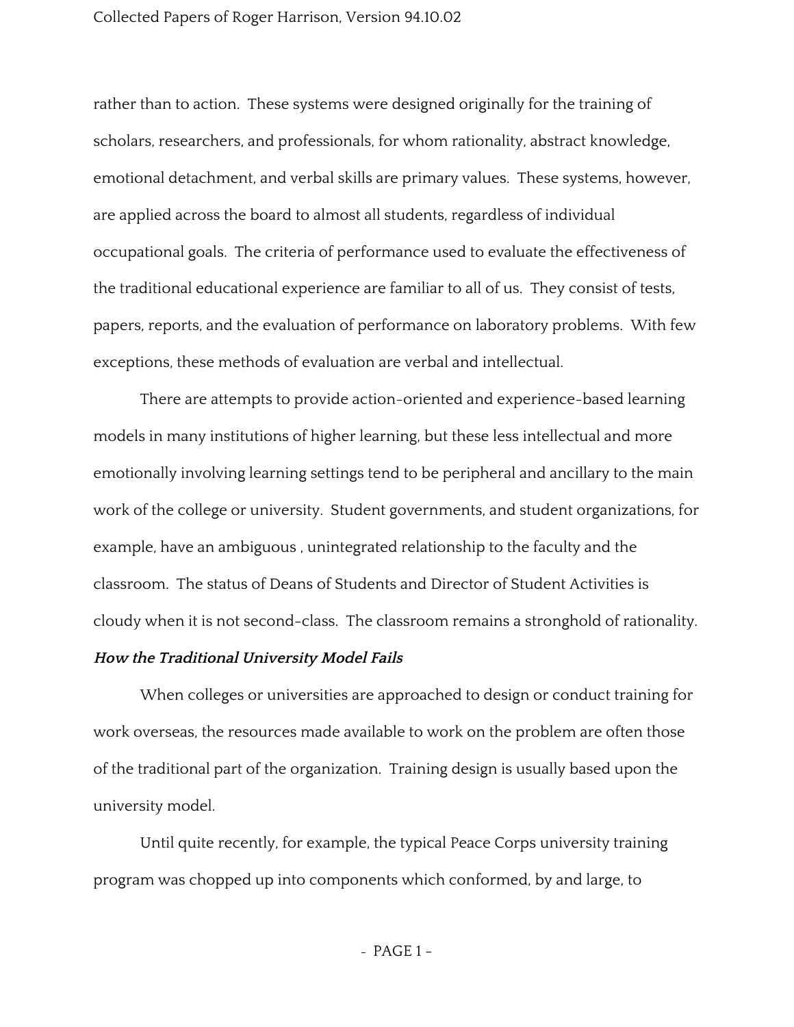rather than to action. These systems were designed originally for the training of scholars, researchers, and professionals, for whom rationality, abstract knowledge, emotional detachment, and verbal skills are primary values. These systems, however, are applied across the board to almost all students, regardless of individual occupational goals. The criteria of performance used to evaluate the effectiveness of the traditional educational experience are familiar to all of us. They consist of tests, papers, reports, and the evaluation of performance on laboratory problems. With few exceptions, these methods of evaluation are verbal and intellectual.

There are attempts to provide action-oriented and experience-based learning models in many institutions of higher learning, but these less intellectual and more emotionally involving learning settings tend to be peripheral and ancillary to the main work of the college or university. Student governments, and student organizations, for example, have an ambiguous , unintegrated relationship to the faculty and the classroom. The status of Deans of Students and Director of Student Activities is cloudy when it is not second-class. The classroom remains a stronghold of rationality.

***How the Traditional University Model Fails***

When colleges or universities are approached to design or conduct training for work overseas, the resources made available to work on the problem are often those of the traditional part of the organization. Training design is usually based upon the university model.

Until quite recently, for example, the typical Peace Corps university training program was chopped up into components which conformed, by and large, to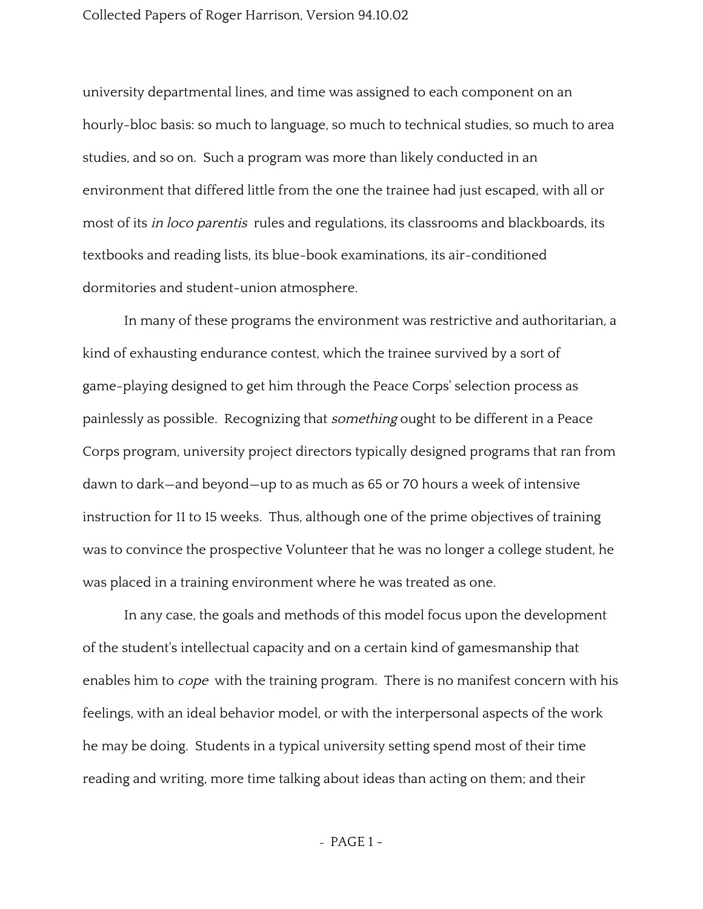university departmental lines, and time was assigned to each component on an hourly-bloc basis: so much to language, so much to technical studies, so much to area studies, and so on. Such a program was more than likely conducted in an environment that differed little from the one the trainee had just escaped, with all or most of its *in loco parentis* rules and regulations, its classrooms and blackboards, its textbooks and reading lists, its blue-book examinations, its air-conditioned dormitories and student-union atmosphere.

In many of these programs the environment was restrictive and authoritarian, a kind of exhausting endurance contest, which the trainee survived by a sort of game-playing designed to get him through the Peace Corps' selection process as painlessly as possible. Recognizing that *something* ought to be different in a Peace Corps program, university project directors typically designed programs that ran from dawn to dark—and beyond—up to as much as 65 or 70 hours a week of intensive instruction for 11 to 15 weeks. Thus, although one of the prime objectives of training was to convince the prospective Volunteer that he was no longer a college student, he was placed in a training environment where he was treated as one.

In any case, the goals and methods of this model focus upon the development of the student's intellectual capacity and on a certain kind of gamesmanship that enables him to *cope* with the training program. There is no manifest concern with his feelings, with an ideal behavior model, or with the interpersonal aspects of the work he may be doing. Students in a typical university setting spend most of their time reading and writing, more time talking about ideas than acting on them; and their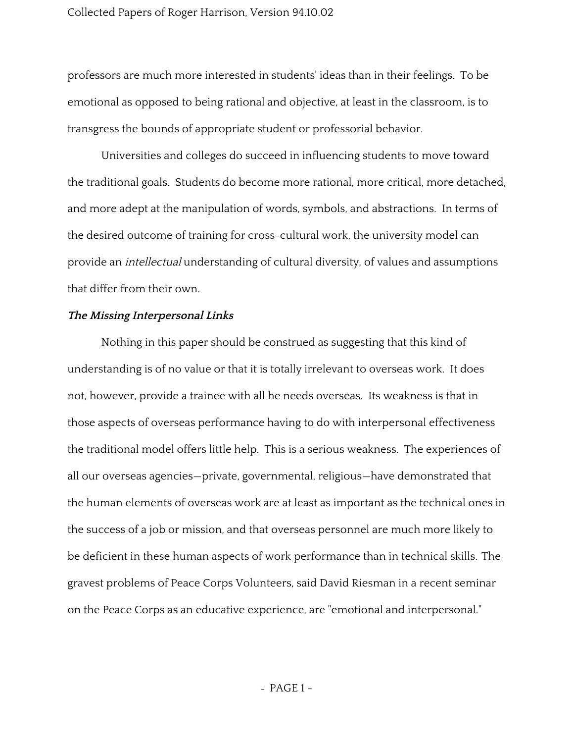professors are much more interested in students' ideas than in their feelings. To be emotional as opposed to being rational and objective, at least in the classroom, is to transgress the bounds of appropriate student or professorial behavior.

Universities and colleges do succeed in influencing students to move toward the traditional goals. Students do become more rational, more critical, more detached, and more adept at the manipulation of words, symbols, and abstractions. In terms of the desired outcome of training for cross-cultural work, the university model can provide an *intellectual* understanding of cultural diversity, of values and assumptions that differ from their own.

***The Missing Interpersonal Links***

Nothing in this paper should be construed as suggesting that this kind of understanding is of no value or that it is totally irrelevant to overseas work. It does not, however, provide a trainee with all he needs overseas. Its weakness is that in those aspects of overseas performance having to do with interpersonal effectiveness the traditional model offers little help. This is a serious weakness. The experiences of all our overseas agencies—private, governmental, religious—have demonstrated that the human elements of overseas work are at least as important as the technical ones in the success of a job or mission, and that overseas personnel are much more likely to be deficient in these human aspects of work performance than in technical skills. The gravest problems of Peace Corps Volunteers, said David Riesman in a recent seminar on the Peace Corps as an educative experience, are "emotional and interpersonal."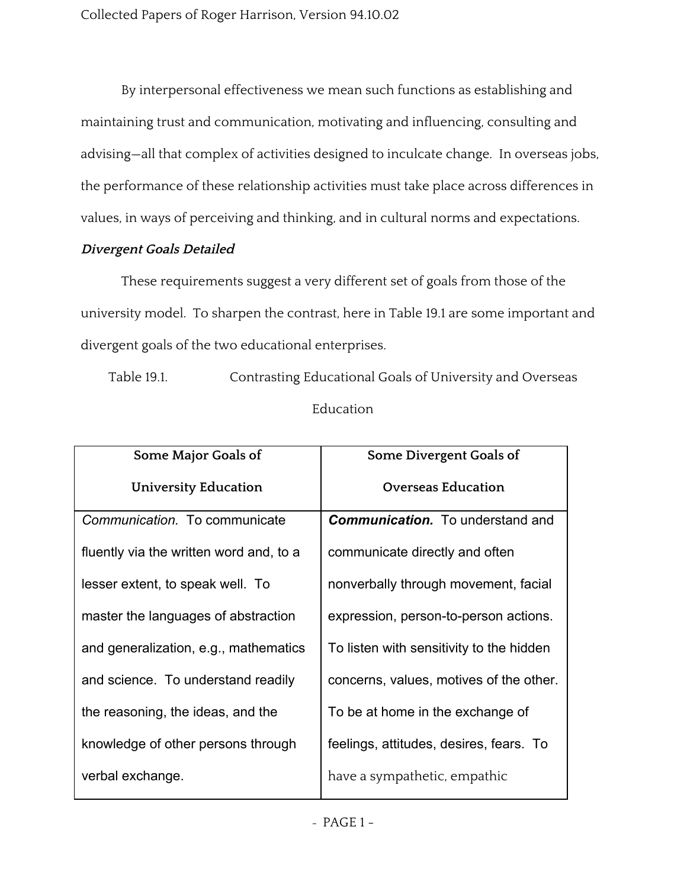By interpersonal effectiveness we mean such functions as establishing and maintaining trust and communication, motivating and influencing, consulting and advising—all that complex of activities designed to inculcate change. In overseas jobs, the performance of these relationship activities must take place across differences in values, in ways of perceiving and thinking, and in cultural norms and expectations.

### *Divergent Goals Detailed*

These requirements suggest a very different set of goals from those of the university model. To sharpen the contrast, here in Table 19.1 are some important and divergent goals of the two educational enterprises.

Table 19.1. Contrasting Educational Goals of University and Overseas Education

| Some Major Goals of University Education | Some Divergent Goals of Overseas Education |
|---|---|
| *Communication.* To communicate fluently via the written word and, to a lesser extent, to speak well. To master the languages of abstraction and generalization, e.g., mathematics and science. To understand readily the reasoning, the ideas, and the knowledge of other persons through verbal exchange. | ***Communication.*** To understand and communicate directly and often nonverbally through movement, facial expression, person-to-person actions. To listen with sensitivity to the hidden concerns, values, motives of the other. To be at home in the exchange of feelings, attitudes, desires, fears. To have a sympathetic, empathic |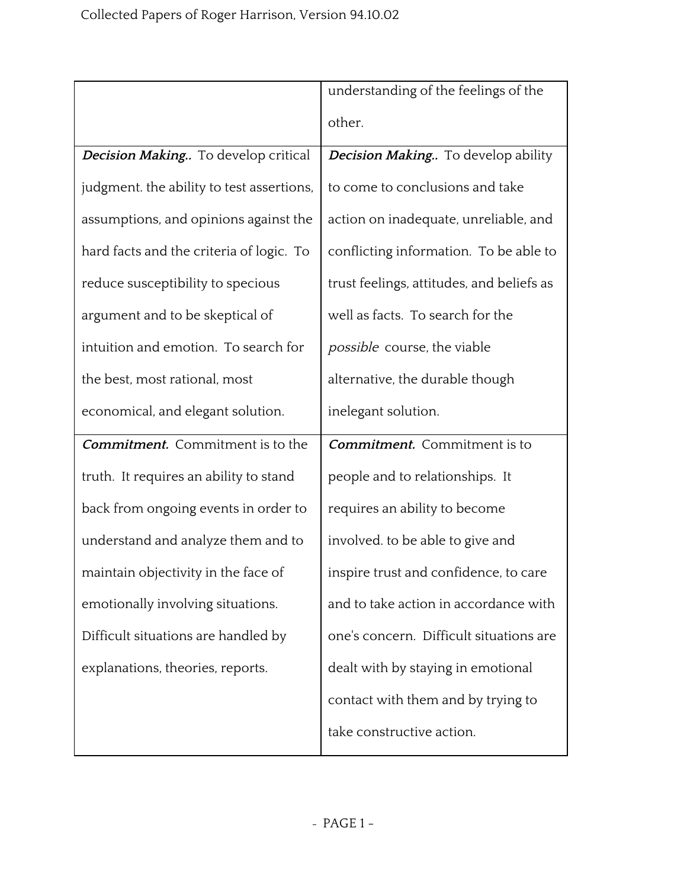| | |
|---|---|
| | understanding of the feelings of the other. |
| ***Decision Making..*** To develop critical judgment. the ability to test assertions, assumptions, and opinions against the hard facts and the criteria of logic. To reduce susceptibility to specious argument and to be skeptical of intuition and emotion. To search for the best, most rational, most economical, and elegant solution. | ***Decision Making..*** To develop ability to come to conclusions and take action on inadequate, unreliable, and conflicting information. To be able to trust feelings, attitudes, and beliefs as well as facts. To search for the *possible* course, the viable alternative, the durable though inelegant solution. |
| ***Commitment.*** Commitment is to the truth. It requires an ability to stand back from ongoing events in order to understand and analyze them and to maintain objectivity in the face of emotionally involving situations. Difficult situations are handled by explanations, theories, reports. | ***Commitment.*** Commitment is to people and to relationships. It requires an ability to become involved. to be able to give and inspire trust and confidence, to care and to take action in accordance with one's concern. Difficult situations are dealt with by staying in emotional contact with them and by trying to take constructive action. |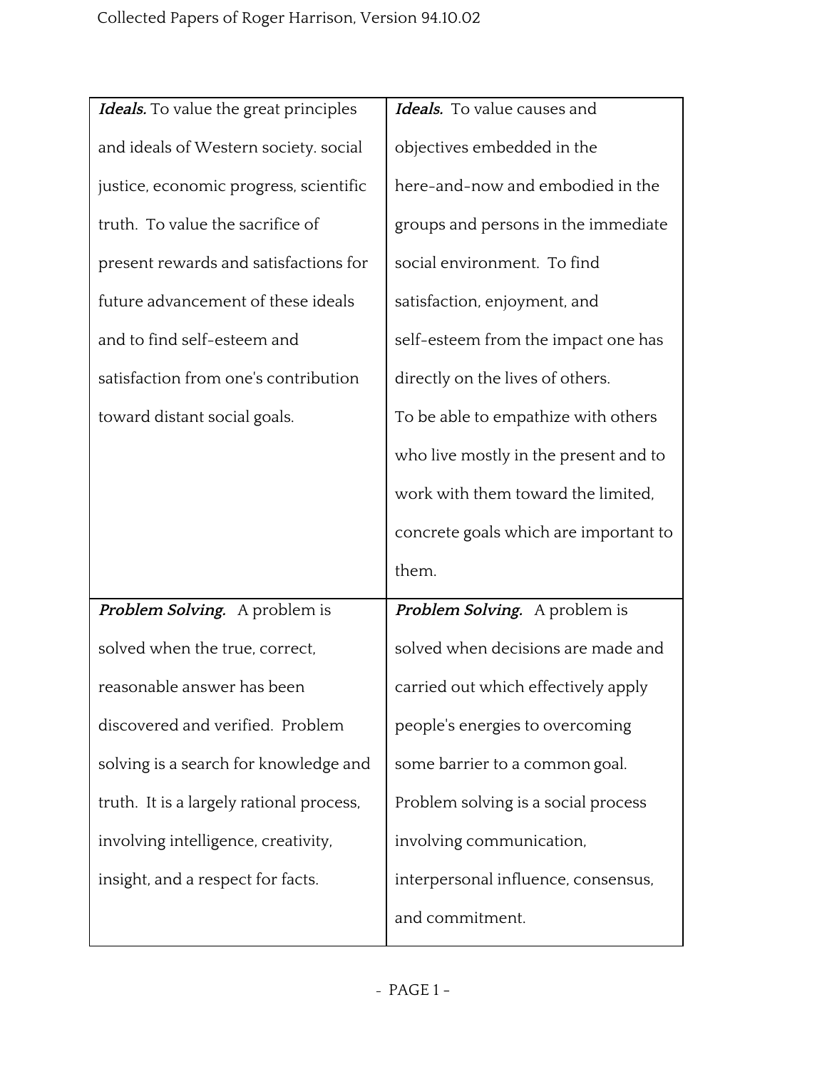| | |
|---|---|
| ***Ideals.*** To value the great principles and ideals of Western society. social justice, economic progress, scientific truth. To value the sacrifice of present rewards and satisfactions for future advancement of these ideals and to find self-esteem and satisfaction from one's contribution toward distant social goals. | ***Ideals.*** To value causes and objectives embedded in the here-and-now and embodied in the groups and persons in the immediate social environment. To find satisfaction, enjoyment, and self-esteem from the impact one has directly on the lives of others. To be able to empathize with others who live mostly in the present and to work with them toward the limited, concrete goals which are important to them. |
| ***Problem Solving.*** A problem is solved when the true, correct, reasonable answer has been discovered and verified. Problem solving is a search for knowledge and truth. It is a largely rational process, involving intelligence, creativity, insight, and a respect for facts. | ***Problem Solving.*** A problem is solved when decisions are made and carried out which effectively apply people's energies to overcoming some barrier to a common goal. Problem solving is a social process involving communication, interpersonal influence, consensus, and commitment. |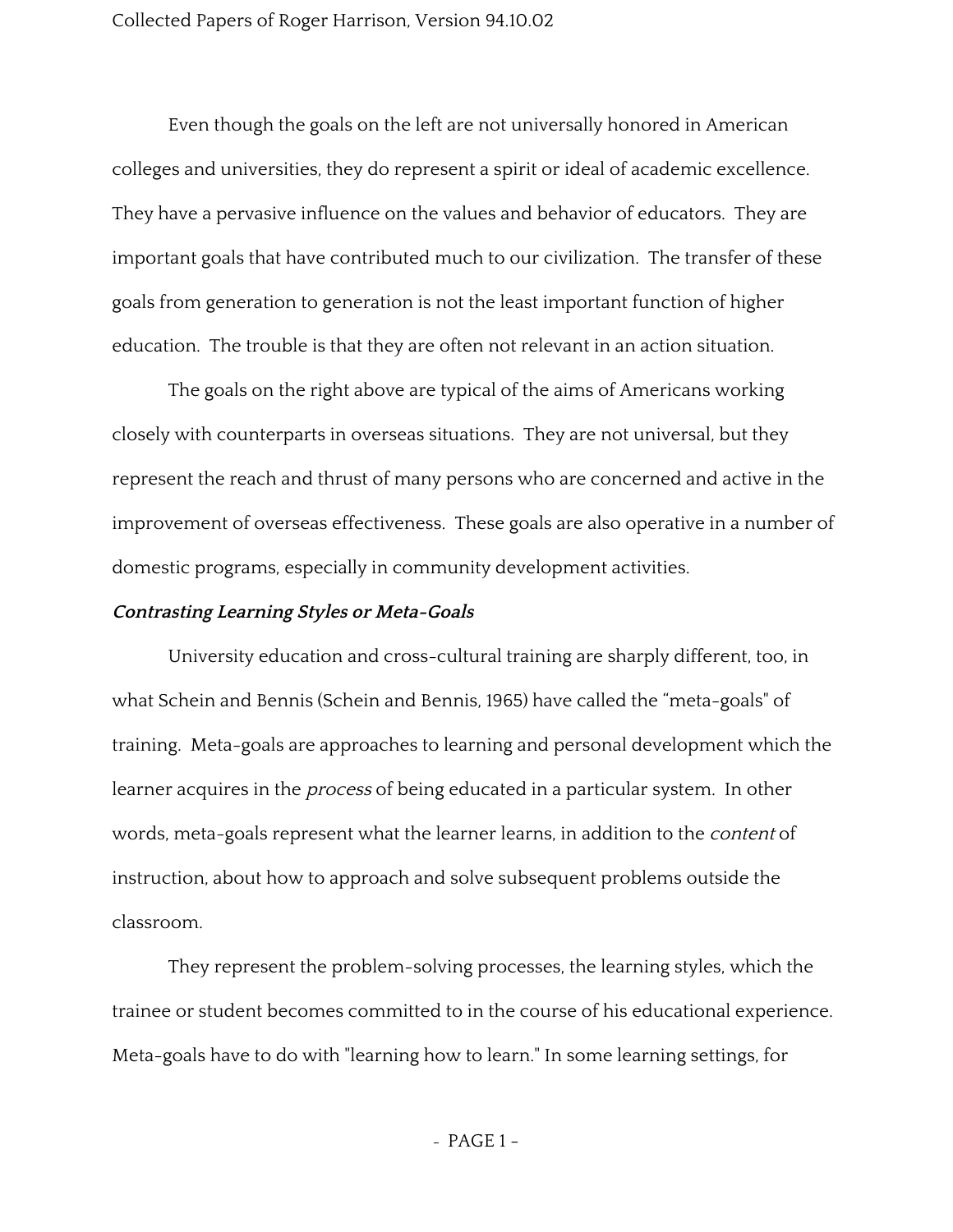Even though the goals on the left are not universally honored in American colleges and universities, they do represent a spirit or ideal of academic excellence. They have a pervasive influence on the values and behavior of educators. They are important goals that have contributed much to our civilization. The transfer of these goals from generation to generation is not the least important function of higher education. The trouble is that they are often not relevant in an action situation.

The goals on the right above are typical of the aims of Americans working closely with counterparts in overseas situations. They are not universal, but they represent the reach and thrust of many persons who are concerned and active in the improvement of overseas effectiveness. These goals are also operative in a number of domestic programs, especially in community development activities.

***Contrasting Learning Styles or Meta-Goals***

University education and cross-cultural training are sharply different, too, in what Schein and Bennis (Schein and Bennis, 1965) have called the “meta-goals" of training. Meta-goals are approaches to learning and personal development which the learner acquires in the *process* of being educated in a particular system. In other words, meta-goals represent what the learner learns, in addition to the *content* of instruction, about how to approach and solve subsequent problems outside the classroom.

They represent the problem-solving processes, the learning styles, which the trainee or student becomes committed to in the course of his educational experience. Meta-goals have to do with "learning how to learn." In some learning settings, for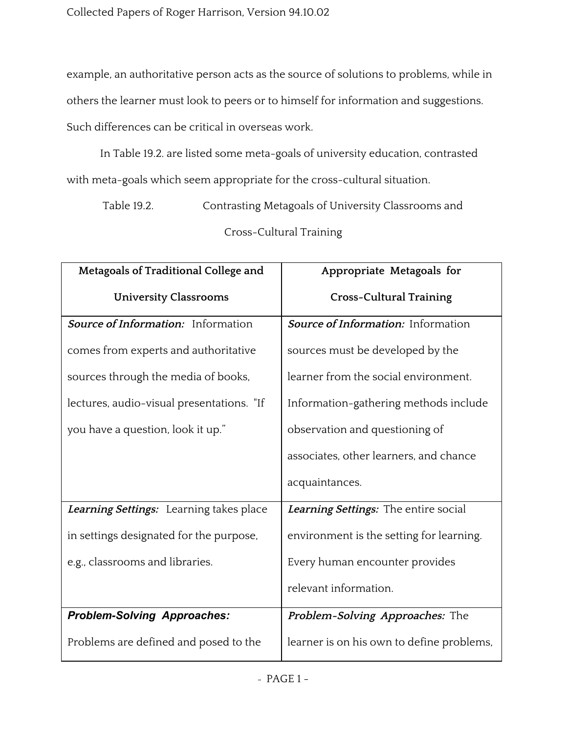example, an authoritative person acts as the source of solutions to problems, while in others the learner must look to peers or to himself for information and suggestions. Such differences can be critical in overseas work.

In Table 19.2. are listed some meta-goals of university education, contrasted with meta-goals which seem appropriate for the cross-cultural situation.

Table 19.2. Contrasting Metagoals of University Classrooms and Cross-Cultural Training

| Metagoals of Traditional College and University Classrooms | Appropriate Metagoals for Cross-Cultural Training |
|---|---|
| ***Source of Information:*** Information comes from experts and authoritative sources through the media of books, lectures, audio-visual presentations. "If you have a question, look it up." | ***Source of Information:*** Information sources must be developed by the learner from the social environment. Information-gathering methods include observation and questioning of associates, other learners, and chance acquaintances. |
| ***Learning Settings:*** Learning takes place in settings designated for the purpose, e.g., classrooms and libraries. | ***Learning Settings:*** The entire social environment is the setting for learning. Every human encounter provides relevant information. |
| ***Problem-Solving Approaches:*** Problems are defined and posed to the | ***Problem-Solving Approaches:*** The learner is on his own to define problems, |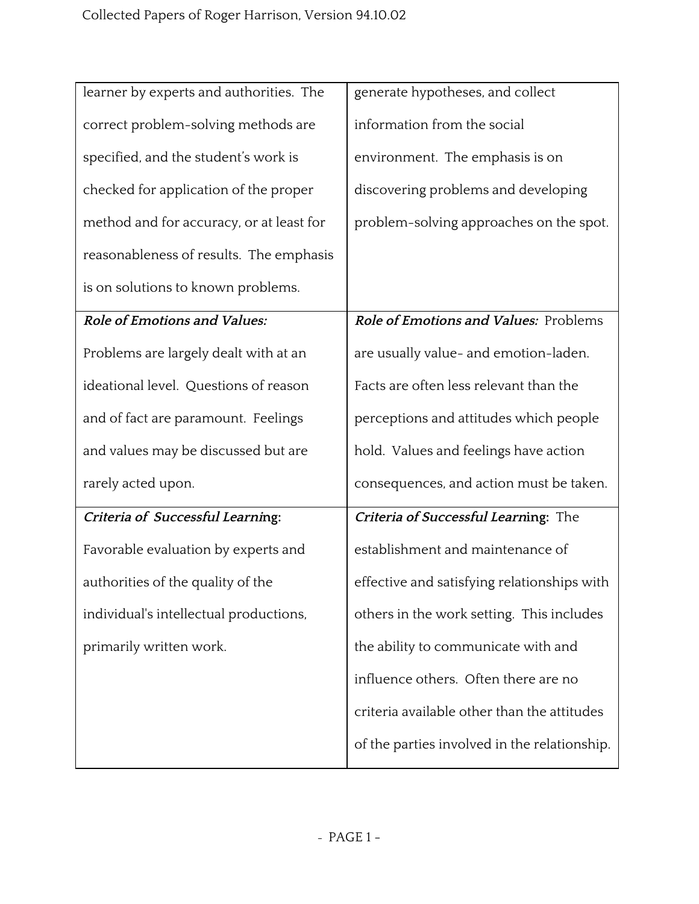| | |
|---|---|
| learner by experts and authorities. The correct problem-solving methods are specified, and the student's work is checked for application of the proper method and for accuracy, or at least for reasonableness of results. The emphasis is on solutions to known problems. | generate hypotheses, and collect information from the social environment. The emphasis is on discovering problems and developing problem-solving approaches on the spot. |
| ***Role of Emotions and Values:*** Problems are largely dealt with at an ideational level. Questions of reason and of fact are paramount. Feelings and values may be discussed but are rarely acted upon. | ***Role of Emotions and Values:*** Problems are usually value- and emotion-laden. Facts are often less relevant than the perceptions and attitudes which people hold. Values and feelings have action consequences, and action must be taken. |
| ***Criteria of Successful Learning:*** Favorable evaluation by experts and authorities of the quality of the individual's intellectual productions, primarily written work. | ***Criteria of Successful Learning:*** The establishment and maintenance of effective and satisfying relationships with others in the work setting. This includes the ability to communicate with and influence others. Often there are no criteria available other than the attitudes of the parties involved in the relationship. |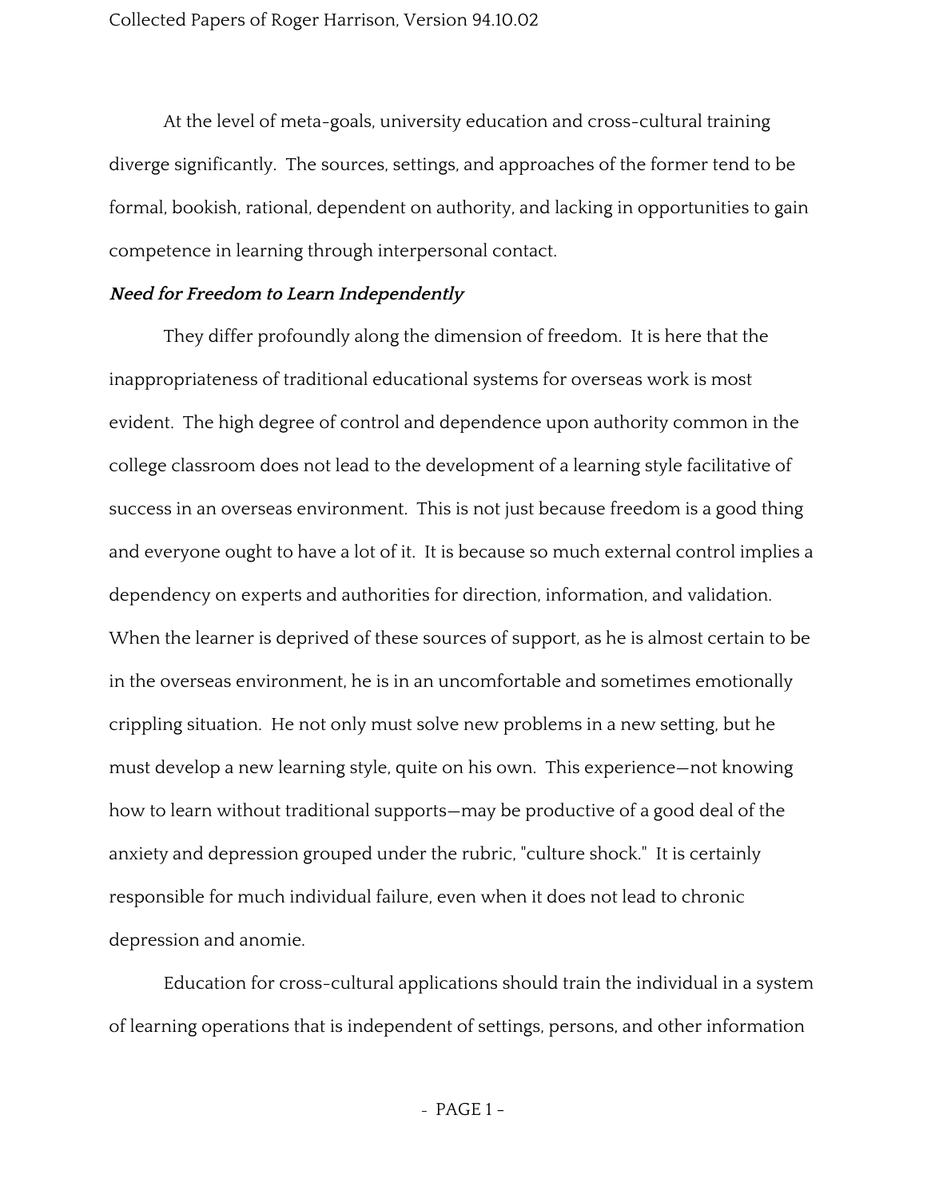At the level of meta-goals, university education and cross-cultural training diverge significantly. The sources, settings, and approaches of the former tend to be formal, bookish, rational, dependent on authority, and lacking in opportunities to gain competence in learning through interpersonal contact.

***Need for Freedom to Learn Independently***

They differ profoundly along the dimension of freedom. It is here that the inappropriateness of traditional educational systems for overseas work is most evident. The high degree of control and dependence upon authority common in the college classroom does not lead to the development of a learning style facilitative of success in an overseas environment. This is not just because freedom is a good thing and everyone ought to have a lot of it. It is because so much external control implies a dependency on experts and authorities for direction, information, and validation. When the learner is deprived of these sources of support, as he is almost certain to be in the overseas environment, he is in an uncomfortable and sometimes emotionally crippling situation. He not only must solve new problems in a new setting, but he must develop a new learning style, quite on his own. This experience—not knowing how to learn without traditional supports—may be productive of a good deal of the anxiety and depression grouped under the rubric, "culture shock." It is certainly responsible for much individual failure, even when it does not lead to chronic depression and anomie.

Education for cross-cultural applications should train the individual in a system of learning operations that is independent of settings, persons, and other information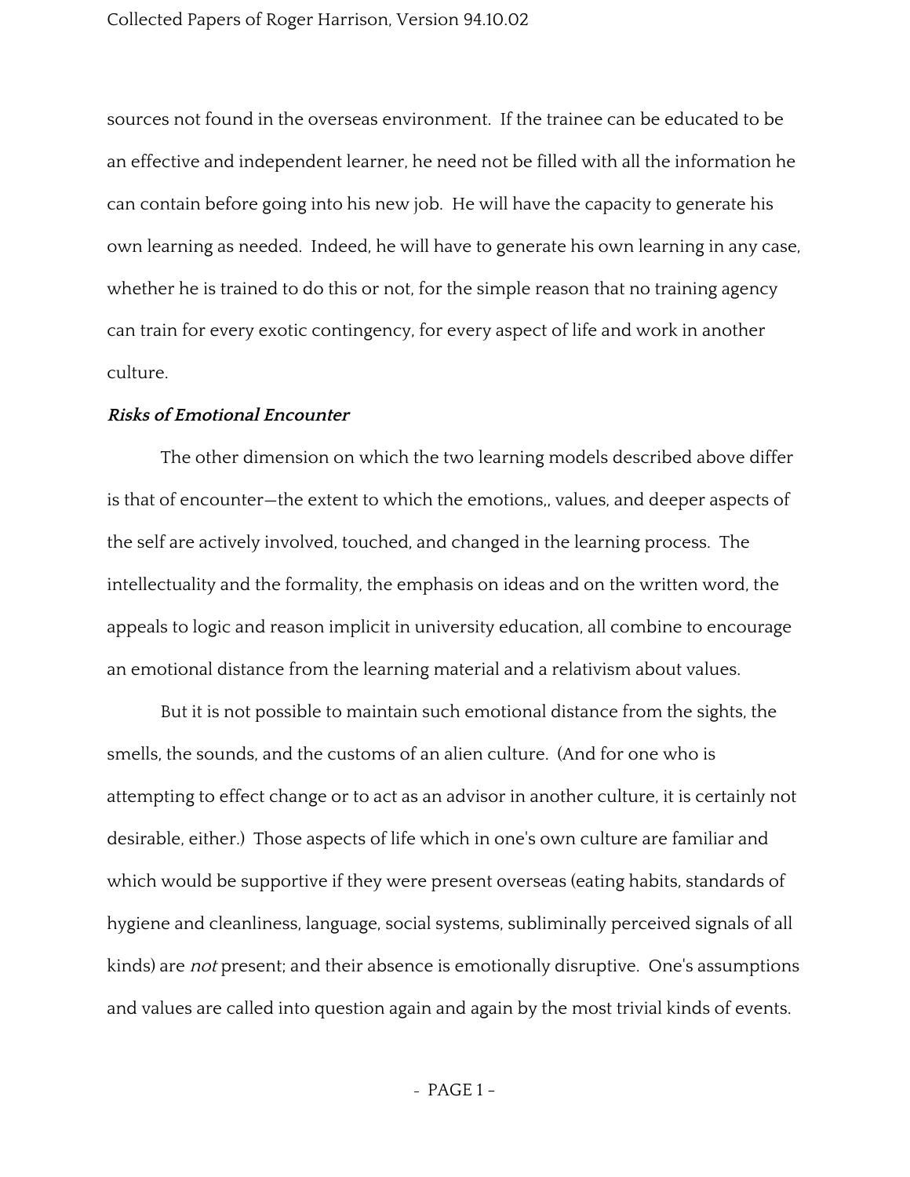sources not found in the overseas environment. If the trainee can be educated to be an effective and independent learner, he need not be filled with all the information he can contain before going into his new job. He will have the capacity to generate his own learning as needed. Indeed, he will have to generate his own learning in any case, whether he is trained to do this or not, for the simple reason that no training agency can train for every exotic contingency, for every aspect of life and work in another culture.

***Risks of Emotional Encounter***

The other dimension on which the two learning models described above differ is that of encounter—the extent to which the emotions,, values, and deeper aspects of the self are actively involved, touched, and changed in the learning process. The intellectuality and the formality, the emphasis on ideas and on the written word, the appeals to logic and reason implicit in university education, all combine to encourage an emotional distance from the learning material and a relativism about values.

But it is not possible to maintain such emotional distance from the sights, the smells, the sounds, and the customs of an alien culture. (And for one who is attempting to effect change or to act as an advisor in another culture, it is certainly not desirable, either.) Those aspects of life which in one's own culture are familiar and which would be supportive if they were present overseas (eating habits, standards of hygiene and cleanliness, language, social systems, subliminally perceived signals of all kinds) are *not* present; and their absence is emotionally disruptive. One's assumptions and values are called into question again and again by the most trivial kinds of events.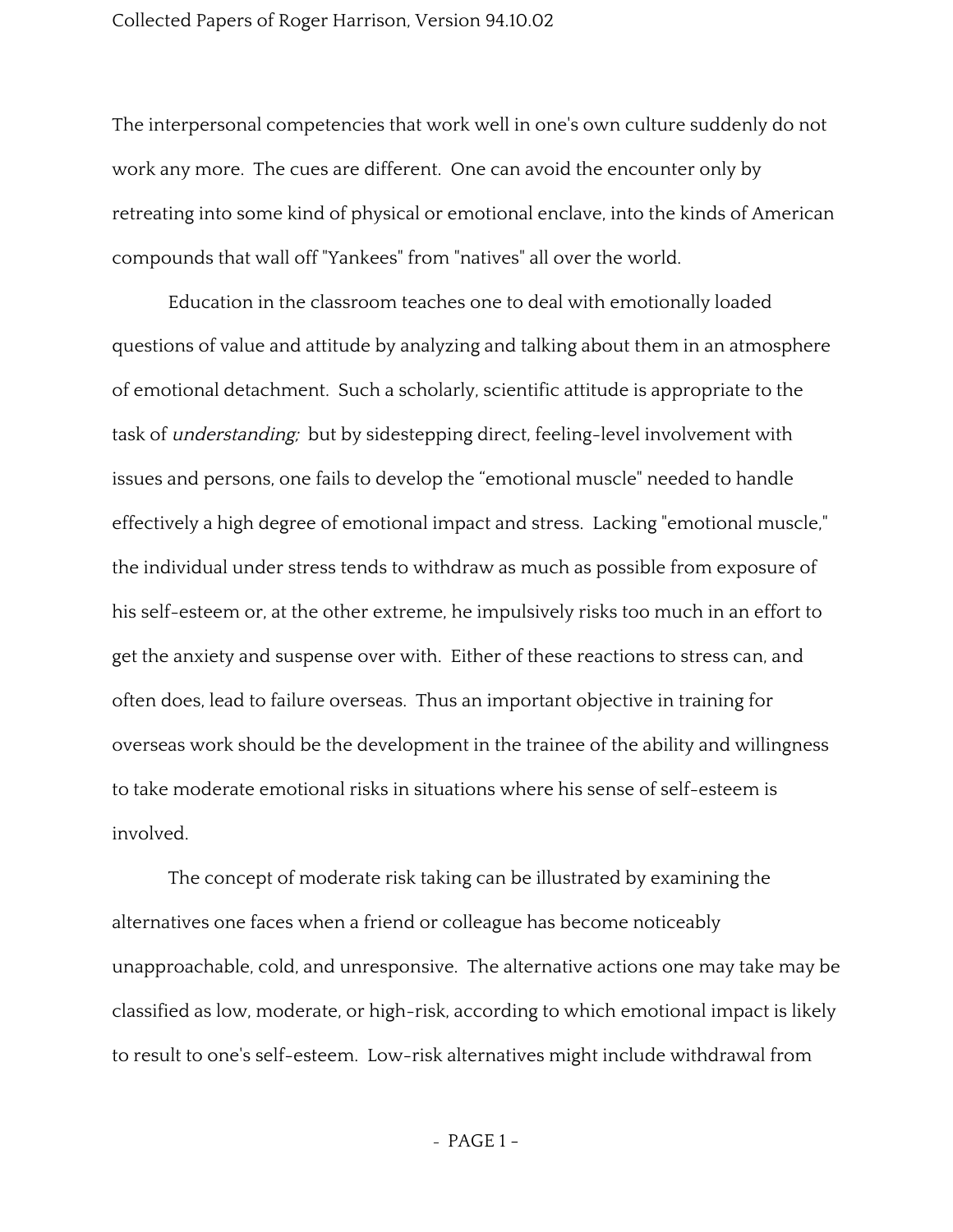The interpersonal competencies that work well in one's own culture suddenly do not work any more. The cues are different. One can avoid the encounter only by retreating into some kind of physical or emotional enclave, into the kinds of American compounds that wall off "Yankees" from "natives" all over the world.

Education in the classroom teaches one to deal with emotionally loaded questions of value and attitude by analyzing and talking about them in an atmosphere of emotional detachment. Such a scholarly, scientific attitude is appropriate to the task of *understanding;* but by sidestepping direct, feeling-level involvement with issues and persons, one fails to develop the "emotional muscle" needed to handle effectively a high degree of emotional impact and stress. Lacking "emotional muscle," the individual under stress tends to withdraw as much as possible from exposure of his self-esteem or, at the other extreme, he impulsively risks too much in an effort to get the anxiety and suspense over with. Either of these reactions to stress can, and often does, lead to failure overseas. Thus an important objective in training for overseas work should be the development in the trainee of the ability and willingness to take moderate emotional risks in situations where his sense of self-esteem is involved.

The concept of moderate risk taking can be illustrated by examining the alternatives one faces when a friend or colleague has become noticeably unapproachable, cold, and unresponsive. The alternative actions one may take may be classified as low, moderate, or high-risk, according to which emotional impact is likely to result to one's self-esteem. Low-risk alternatives might include withdrawal from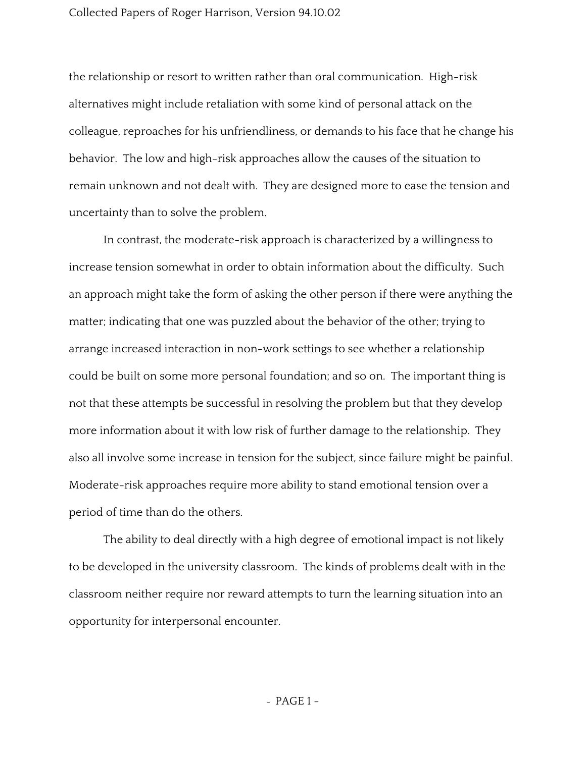the relationship or resort to written rather than oral communication. High-risk alternatives might include retaliation with some kind of personal attack on the colleague, reproaches for his unfriendliness, or demands to his face that he change his behavior. The low and high-risk approaches allow the causes of the situation to remain unknown and not dealt with. They are designed more to ease the tension and uncertainty than to solve the problem.

In contrast, the moderate-risk approach is characterized by a willingness to increase tension somewhat in order to obtain information about the difficulty. Such an approach might take the form of asking the other person if there were anything the matter; indicating that one was puzzled about the behavior of the other; trying to arrange increased interaction in non-work settings to see whether a relationship could be built on some more personal foundation; and so on. The important thing is not that these attempts be successful in resolving the problem but that they develop more information about it with low risk of further damage to the relationship. They also all involve some increase in tension for the subject, since failure might be painful. Moderate-risk approaches require more ability to stand emotional tension over a period of time than do the others.

The ability to deal directly with a high degree of emotional impact is not likely to be developed in the university classroom. The kinds of problems dealt with in the classroom neither require nor reward attempts to turn the learning situation into an opportunity for interpersonal encounter.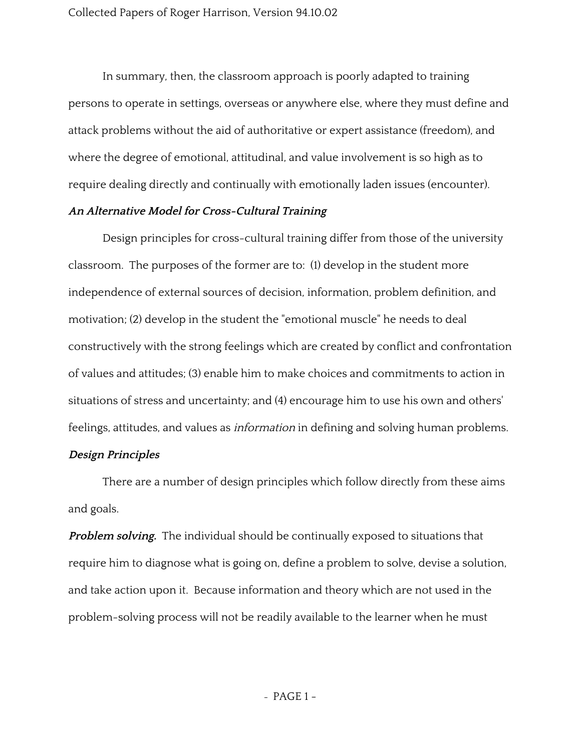In summary, then, the classroom approach is poorly adapted to training persons to operate in settings, overseas or anywhere else, where they must define and attack problems without the aid of authoritative or expert assistance (freedom), and where the degree of emotional, attitudinal, and value involvement is so high as to require dealing directly and continually with emotionally laden issues (encounter).

***An Alternative Model for Cross-Cultural Training***

Design principles for cross-cultural training differ from those of the university classroom. The purposes of the former are to: (1) develop in the student more independence of external sources of decision, information, problem definition, and motivation; (2) develop in the student the "emotional muscle" he needs to deal constructively with the strong feelings which are created by conflict and confrontation of values and attitudes; (3) enable him to make choices and commitments to action in situations of stress and uncertainty; and (4) encourage him to use his own and others' feelings, attitudes, and values as *information* in defining and solving human problems.

***Design Principles***

There are a number of design principles which follow directly from these aims and goals.

***Problem solving.*** The individual should be continually exposed to situations that require him to diagnose what is going on, define a problem to solve, devise a solution, and take action upon it. Because information and theory which are not used in the problem-solving process will not be readily available to the learner when he must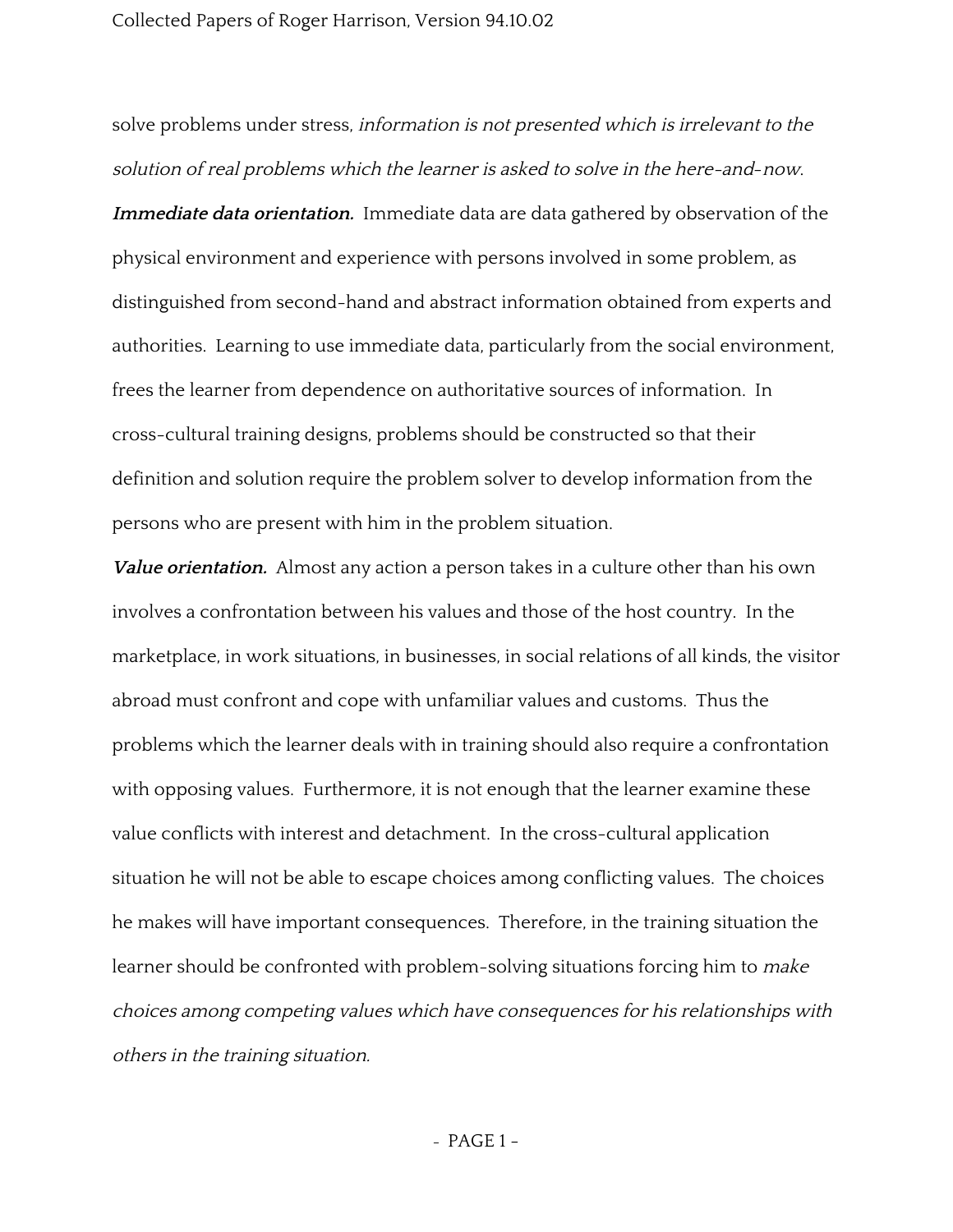solve problems under stress, *information is not presented which is irrelevant to the solution of real problems which the learner is asked to solve in the here-and-now.*

***Immediate data orientation.*** Immediate data are data gathered by observation of the physical environment and experience with persons involved in some problem, as distinguished from second-hand and abstract information obtained from experts and authorities. Learning to use immediate data, particularly from the social environment, frees the learner from dependence on authoritative sources of information. In cross-cultural training designs, problems should be constructed so that their definition and solution require the problem solver to develop information from the persons who are present with him in the problem situation.

***Value orientation.*** Almost any action a person takes in a culture other than his own involves a confrontation between his values and those of the host country. In the marketplace, in work situations, in businesses, in social relations of all kinds, the visitor abroad must confront and cope with unfamiliar values and customs. Thus the problems which the learner deals with in training should also require a confrontation with opposing values. Furthermore, it is not enough that the learner examine these value conflicts with interest and detachment. In the cross-cultural application situation he will not be able to escape choices among conflicting values. The choices he makes will have important consequences. Therefore, in the training situation the learner should be confronted with problem-solving situations forcing him to *make choices among competing values which have consequences for his relationships with others in the training situation.*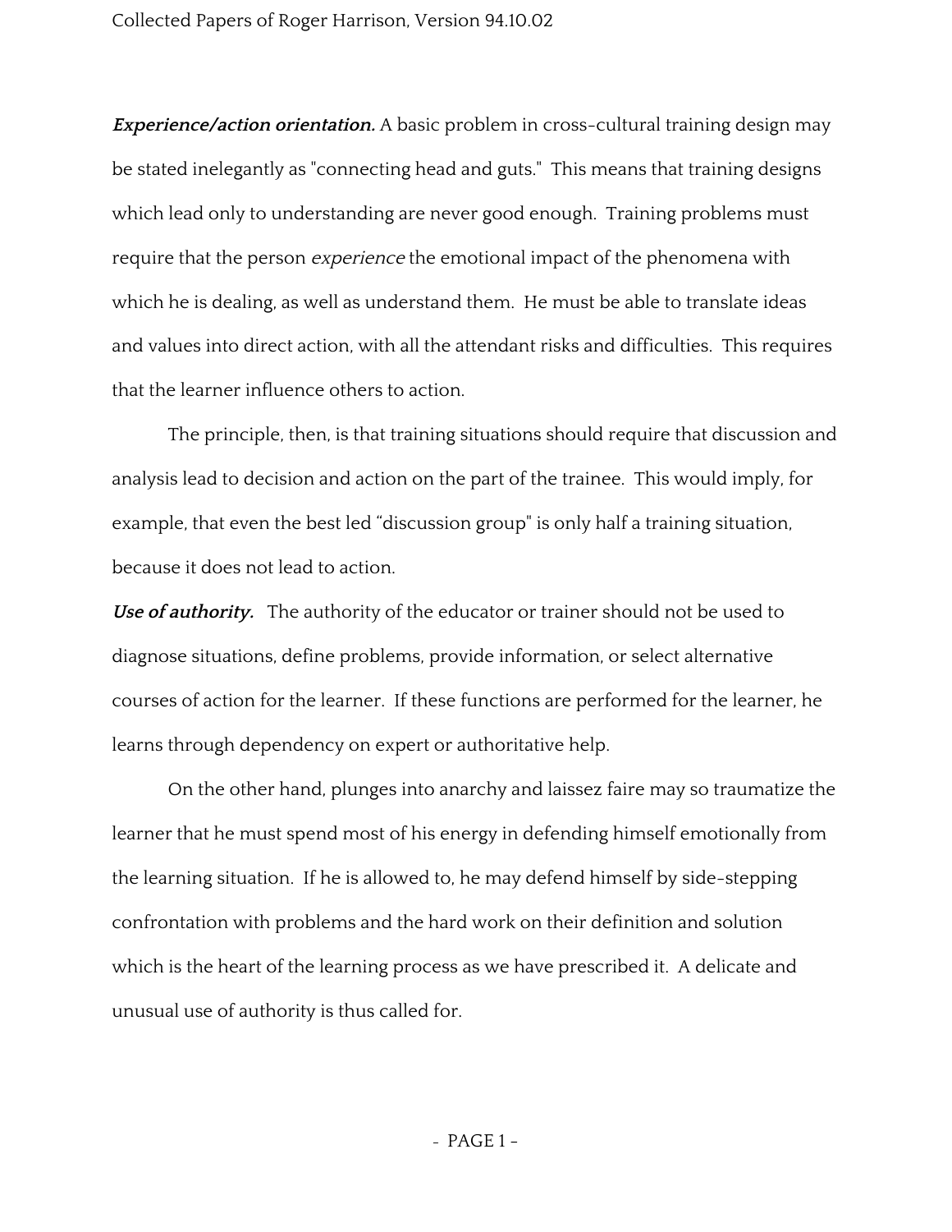***Experience/action orientation.*** A basic problem in cross-cultural training design may be stated inelegantly as "connecting head and guts." This means that training designs which lead only to understanding are never good enough. Training problems must require that the person *experience* the emotional impact of the phenomena with which he is dealing, as well as understand them. He must be able to translate ideas and values into direct action, with all the attendant risks and difficulties. This requires that the learner influence others to action.

The principle, then, is that training situations should require that discussion and analysis lead to decision and action on the part of the trainee. This would imply, for example, that even the best led "discussion group" is only half a training situation, because it does not lead to action.

***Use of authority.*** The authority of the educator or trainer should not be used to diagnose situations, define problems, provide information, or select alternative courses of action for the learner. If these functions are performed for the learner, he learns through dependency on expert or authoritative help.

On the other hand, plunges into anarchy and laissez faire may so traumatize the learner that he must spend most of his energy in defending himself emotionally from the learning situation. If he is allowed to, he may defend himself by side-stepping confrontation with problems and the hard work on their definition and solution which is the heart of the learning process as we have prescribed it. A delicate and unusual use of authority is thus called for.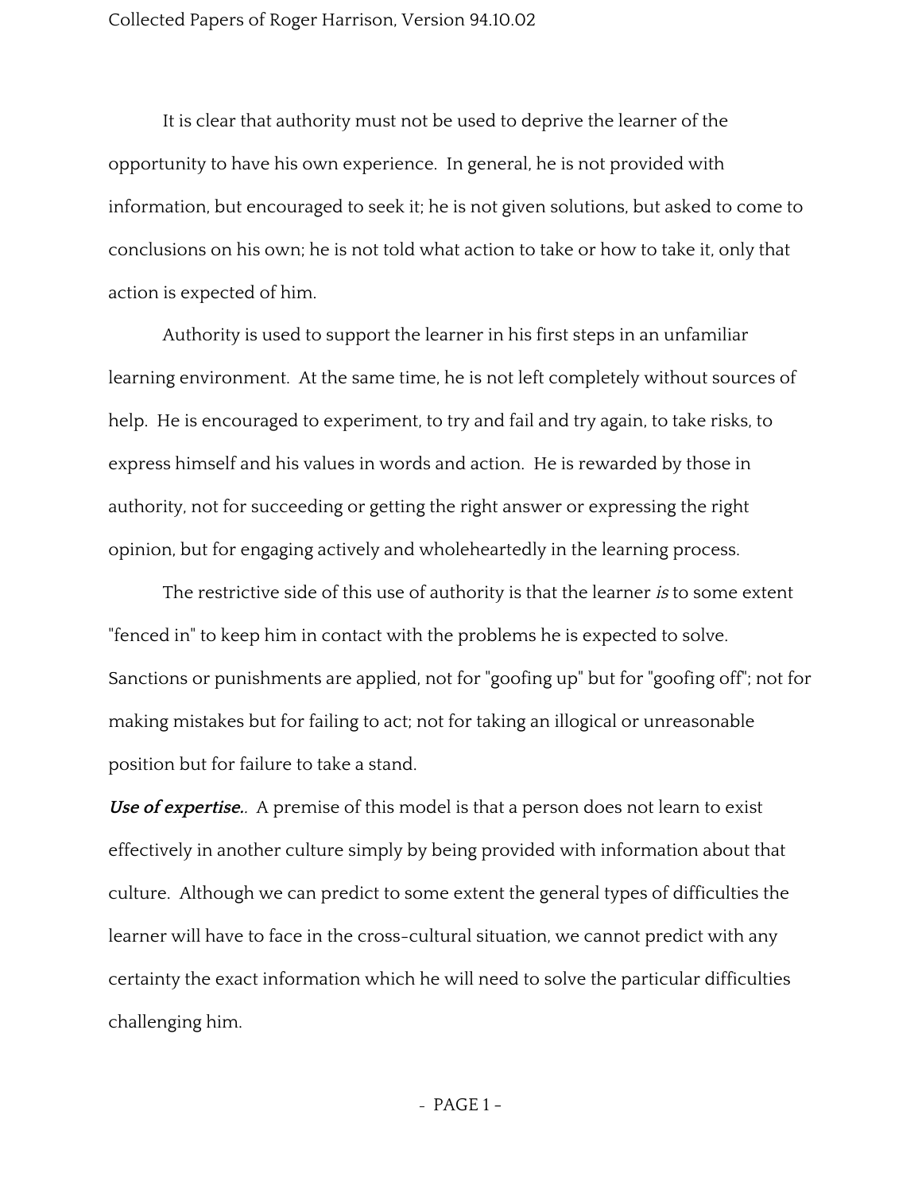It is clear that authority must not be used to deprive the learner of the opportunity to have his own experience. In general, he is not provided with information, but encouraged to seek it; he is not given solutions, but asked to come to conclusions on his own; he is not told what action to take or how to take it, only that action is expected of him.

Authority is used to support the learner in his first steps in an unfamiliar learning environment. At the same time, he is not left completely without sources of help. He is encouraged to experiment, to try and fail and try again, to take risks, to express himself and his values in words and action. He is rewarded by those in authority, not for succeeding or getting the right answer or expressing the right opinion, but for engaging actively and wholeheartedly in the learning process.

The restrictive side of this use of authority is that the learner *is* to some extent "fenced in" to keep him in contact with the problems he is expected to solve. Sanctions or punishments are applied, not for "goofing up" but for "goofing off"; not for making mistakes but for failing to act; not for taking an illogical or unreasonable position but for failure to take a stand.

***Use of expertise.*.** A premise of this model is that a person does not learn to exist effectively in another culture simply by being provided with information about that culture. Although we can predict to some extent the general types of difficulties the learner will have to face in the cross-cultural situation, we cannot predict with any certainty the exact information which he will need to solve the particular difficulties challenging him.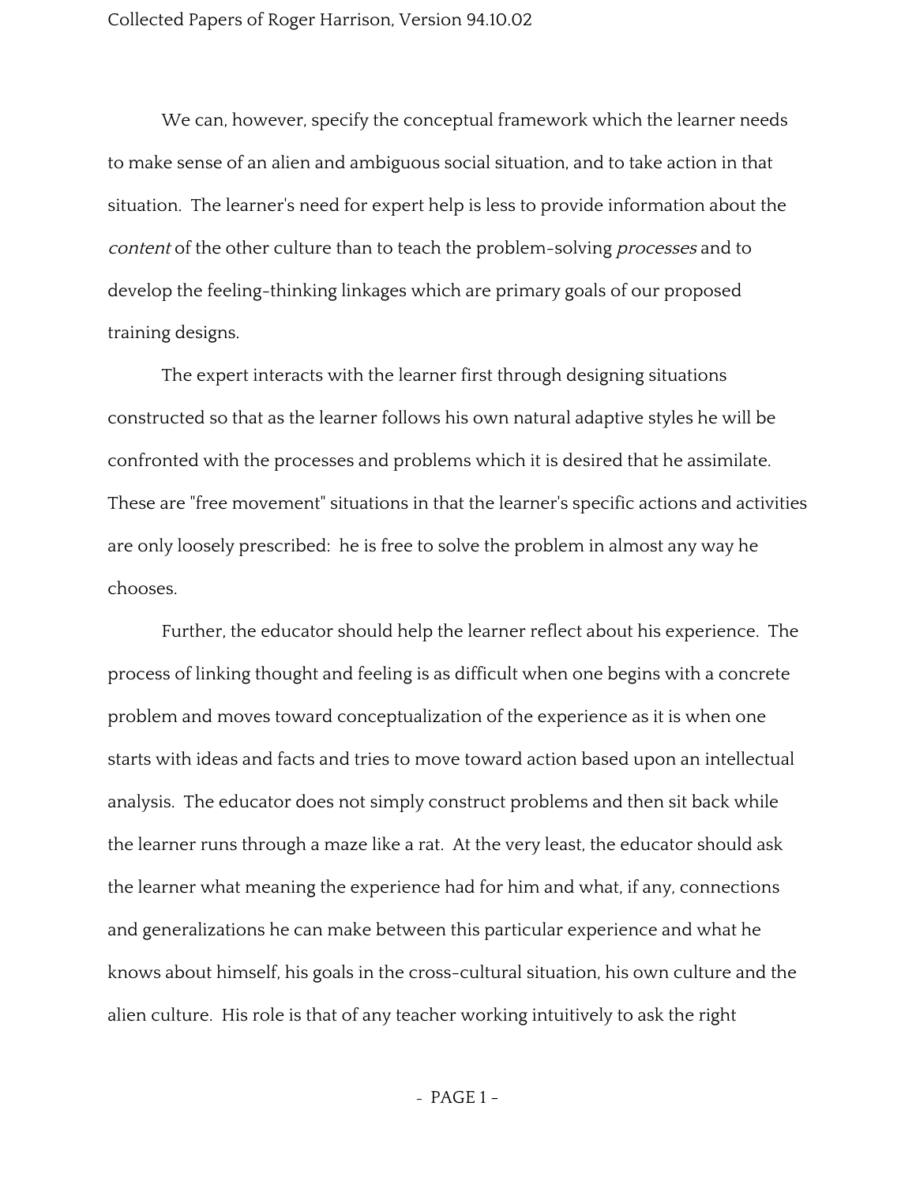We can, however, specify the conceptual framework which the learner needs to make sense of an alien and ambiguous social situation, and to take action in that situation. The learner's need for expert help is less to provide information about the *content* of the other culture than to teach the problem-solving *processes* and to develop the feeling-thinking linkages which are primary goals of our proposed training designs.

The expert interacts with the learner first through designing situations constructed so that as the learner follows his own natural adaptive styles he will be confronted with the processes and problems which it is desired that he assimilate. These are "free movement" situations in that the learner's specific actions and activities are only loosely prescribed: he is free to solve the problem in almost any way he chooses.

Further, the educator should help the learner reflect about his experience. The process of linking thought and feeling is as difficult when one begins with a concrete problem and moves toward conceptualization of the experience as it is when one starts with ideas and facts and tries to move toward action based upon an intellectual analysis. The educator does not simply construct problems and then sit back while the learner runs through a maze like a rat. At the very least, the educator should ask the learner what meaning the experience had for him and what, if any, connections and generalizations he can make between this particular experience and what he knows about himself, his goals in the cross-cultural situation, his own culture and the alien culture. His role is that of any teacher working intuitively to ask the right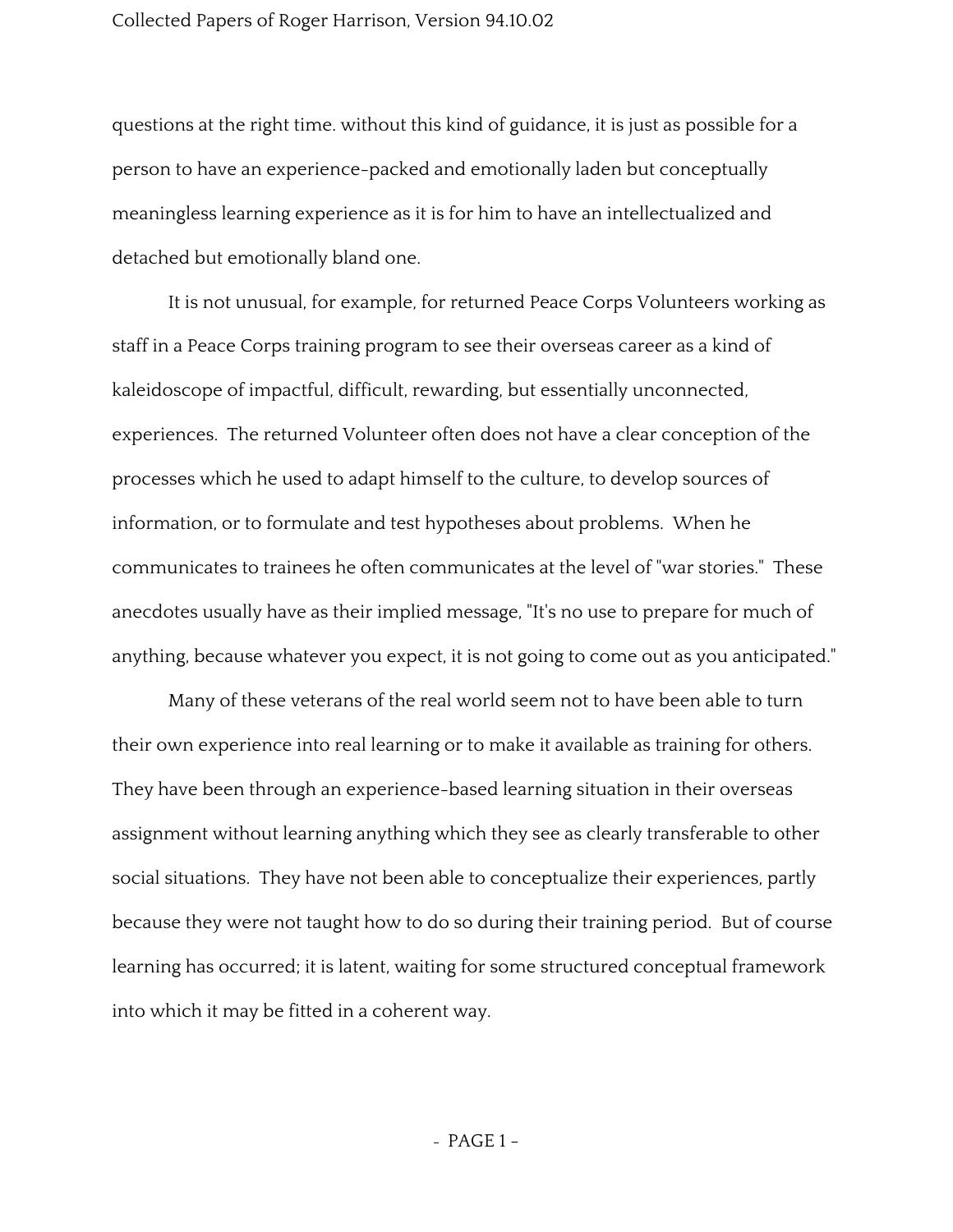questions at the right time. without this kind of guidance, it is just as possible for a person to have an experience-packed and emotionally laden but conceptually meaningless learning experience as it is for him to have an intellectualized and detached but emotionally bland one.

It is not unusual, for example, for returned Peace Corps Volunteers working as staff in a Peace Corps training program to see their overseas career as a kind of kaleidoscope of impactful, difficult, rewarding, but essentially unconnected, experiences. The returned Volunteer often does not have a clear conception of the processes which he used to adapt himself to the culture, to develop sources of information, or to formulate and test hypotheses about problems. When he communicates to trainees he often communicates at the level of "war stories." These anecdotes usually have as their implied message, "It's no use to prepare for much of anything, because whatever you expect, it is not going to come out as you anticipated."

Many of these veterans of the real world seem not to have been able to turn their own experience into real learning or to make it available as training for others. They have been through an experience-based learning situation in their overseas assignment without learning anything which they see as clearly transferable to other social situations. They have not been able to conceptualize their experiences, partly because they were not taught how to do so during their training period. But of course learning has occurred; it is latent, waiting for some structured conceptual framework into which it may be fitted in a coherent way.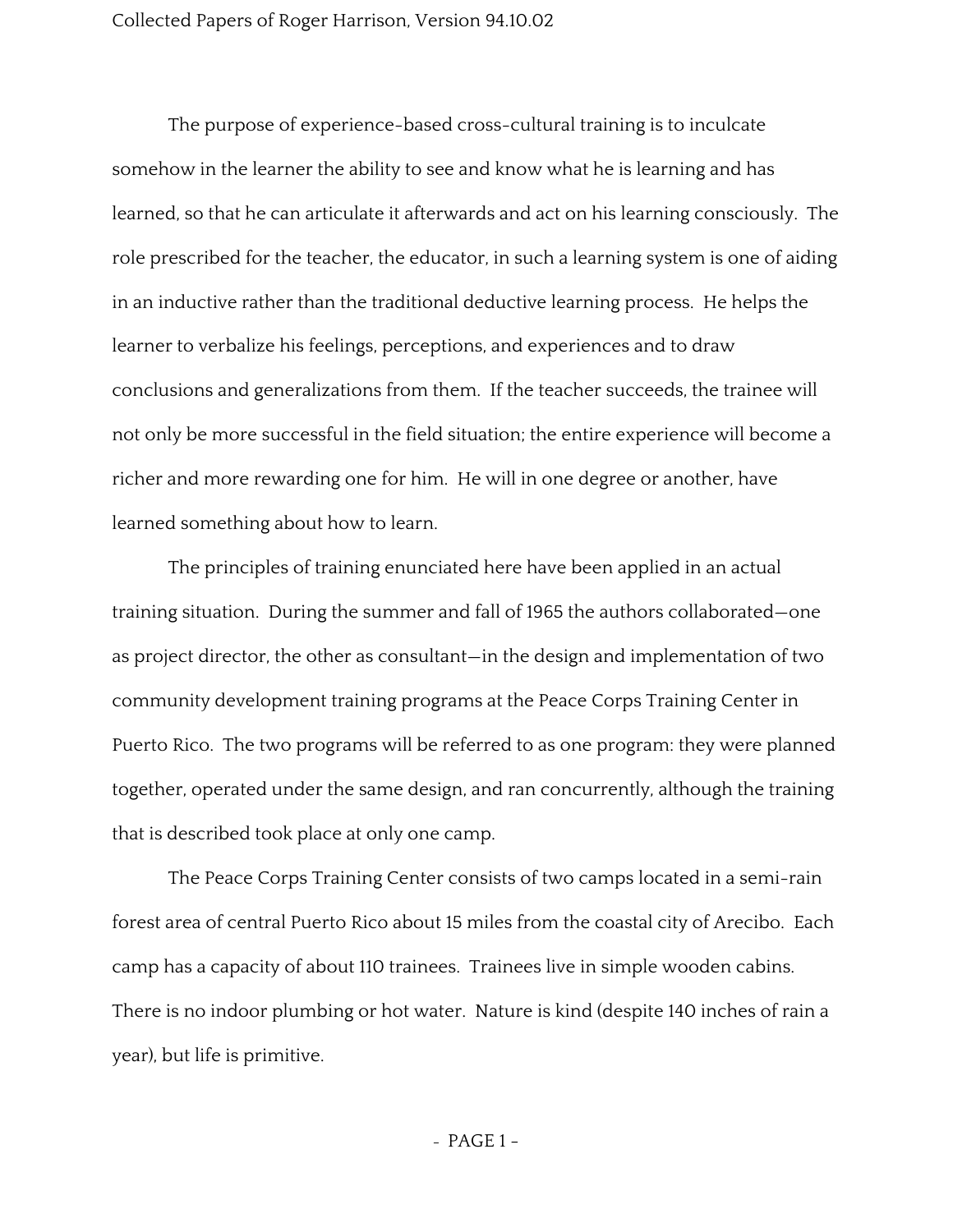The purpose of experience-based cross-cultural training is to inculcate somehow in the learner the ability to see and know what he is learning and has learned, so that he can articulate it afterwards and act on his learning consciously. The role prescribed for the teacher, the educator, in such a learning system is one of aiding in an inductive rather than the traditional deductive learning process. He helps the learner to verbalize his feelings, perceptions, and experiences and to draw conclusions and generalizations from them. If the teacher succeeds, the trainee will not only be more successful in the field situation; the entire experience will become a richer and more rewarding one for him. He will in one degree or another, have learned something about how to learn.

The principles of training enunciated here have been applied in an actual training situation. During the summer and fall of 1965 the authors collaborated—one as project director, the other as consultant—in the design and implementation of two community development training programs at the Peace Corps Training Center in Puerto Rico. The two programs will be referred to as one program: they were planned together, operated under the same design, and ran concurrently, although the training that is described took place at only one camp.

The Peace Corps Training Center consists of two camps located in a semi-rain forest area of central Puerto Rico about 15 miles from the coastal city of Arecibo. Each camp has a capacity of about 110 trainees. Trainees live in simple wooden cabins. There is no indoor plumbing or hot water. Nature is kind (despite 140 inches of rain a year), but life is primitive.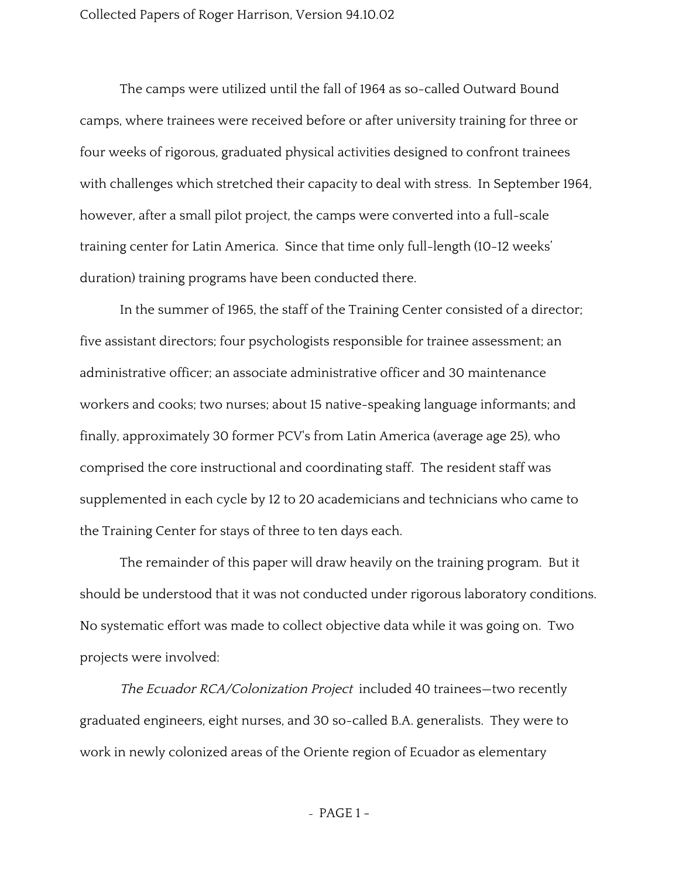The camps were utilized until the fall of 1964 as so-called Outward Bound camps, where trainees were received before or after university training for three or four weeks of rigorous, graduated physical activities designed to confront trainees with challenges which stretched their capacity to deal with stress. In September 1964, however, after a small pilot project, the camps were converted into a full-scale training center for Latin America. Since that time only full-length (10-12 weeks' duration) training programs have been conducted there.

In the summer of 1965, the staff of the Training Center consisted of a director; five assistant directors; four psychologists responsible for trainee assessment; an administrative officer; an associate administrative officer and 30 maintenance workers and cooks; two nurses; about 15 native-speaking language informants; and finally, approximately 30 former PCV's from Latin America (average age 25), who comprised the core instructional and coordinating staff. The resident staff was supplemented in each cycle by 12 to 20 academicians and technicians who came to the Training Center for stays of three to ten days each.

The remainder of this paper will draw heavily on the training program. But it should be understood that it was not conducted under rigorous laboratory conditions. No systematic effort was made to collect objective data while it was going on. Two projects were involved:

*The Ecuador RCA/Colonization Project* included 40 trainees—two recently graduated engineers, eight nurses, and 30 so-called B.A. generalists. They were to work in newly colonized areas of the Oriente region of Ecuador as elementary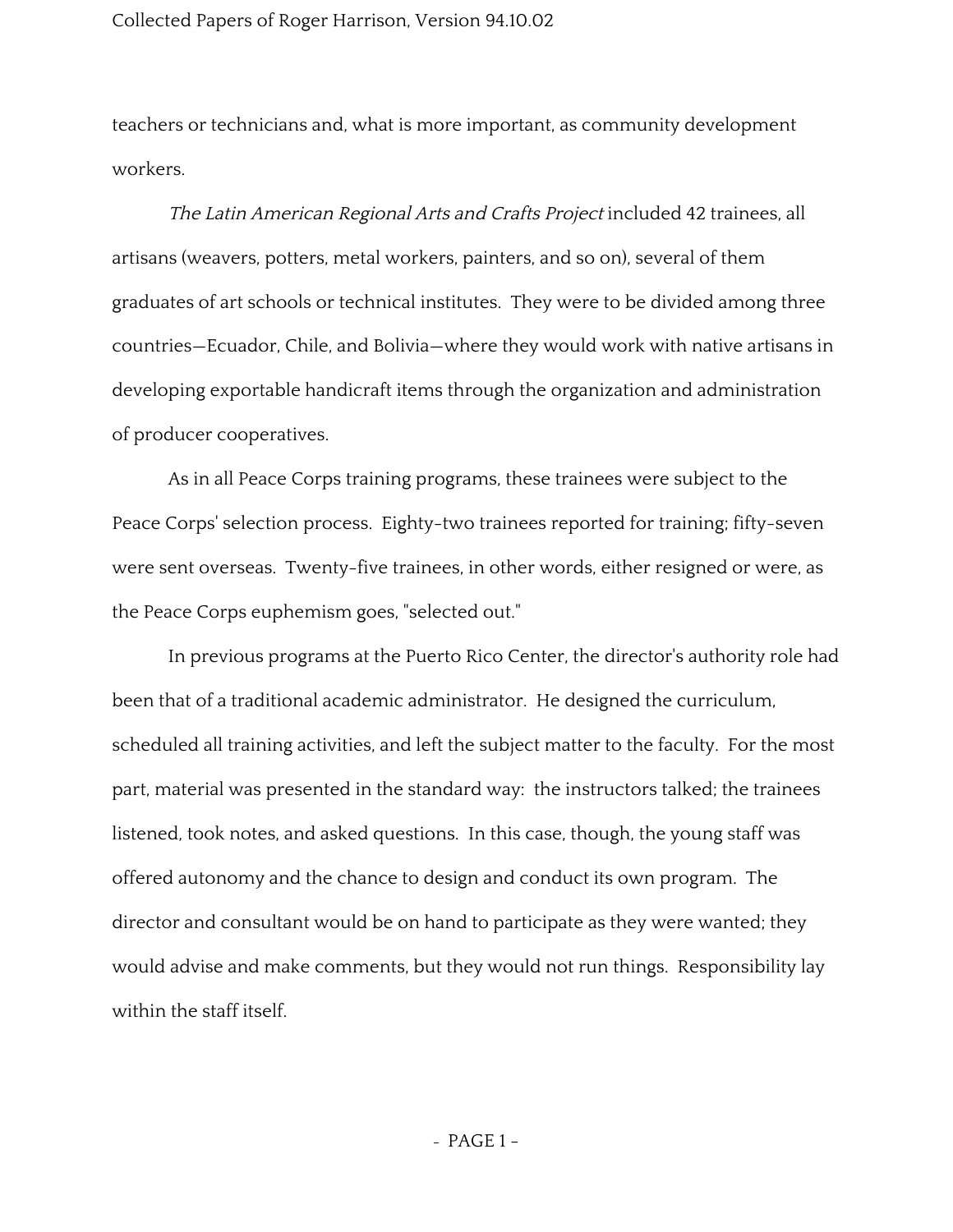teachers or technicians and, what is more important, as community development workers.

*The Latin American Regional Arts and Crafts Project* included 42 trainees, all artisans (weavers, potters, metal workers, painters, and so on), several of them graduates of art schools or technical institutes. They were to be divided among three countries—Ecuador, Chile, and Bolivia—where they would work with native artisans in developing exportable handicraft items through the organization and administration of producer cooperatives.

As in all Peace Corps training programs, these trainees were subject to the Peace Corps' selection process. Eighty-two trainees reported for training; fifty-seven were sent overseas. Twenty-five trainees, in other words, either resigned or were, as the Peace Corps euphemism goes, "selected out."

In previous programs at the Puerto Rico Center, the director's authority role had been that of a traditional academic administrator. He designed the curriculum, scheduled all training activities, and left the subject matter to the faculty. For the most part, material was presented in the standard way: the instructors talked; the trainees listened, took notes, and asked questions. In this case, though, the young staff was offered autonomy and the chance to design and conduct its own program. The director and consultant would be on hand to participate as they were wanted; they would advise and make comments, but they would not run things. Responsibility lay within the staff itself.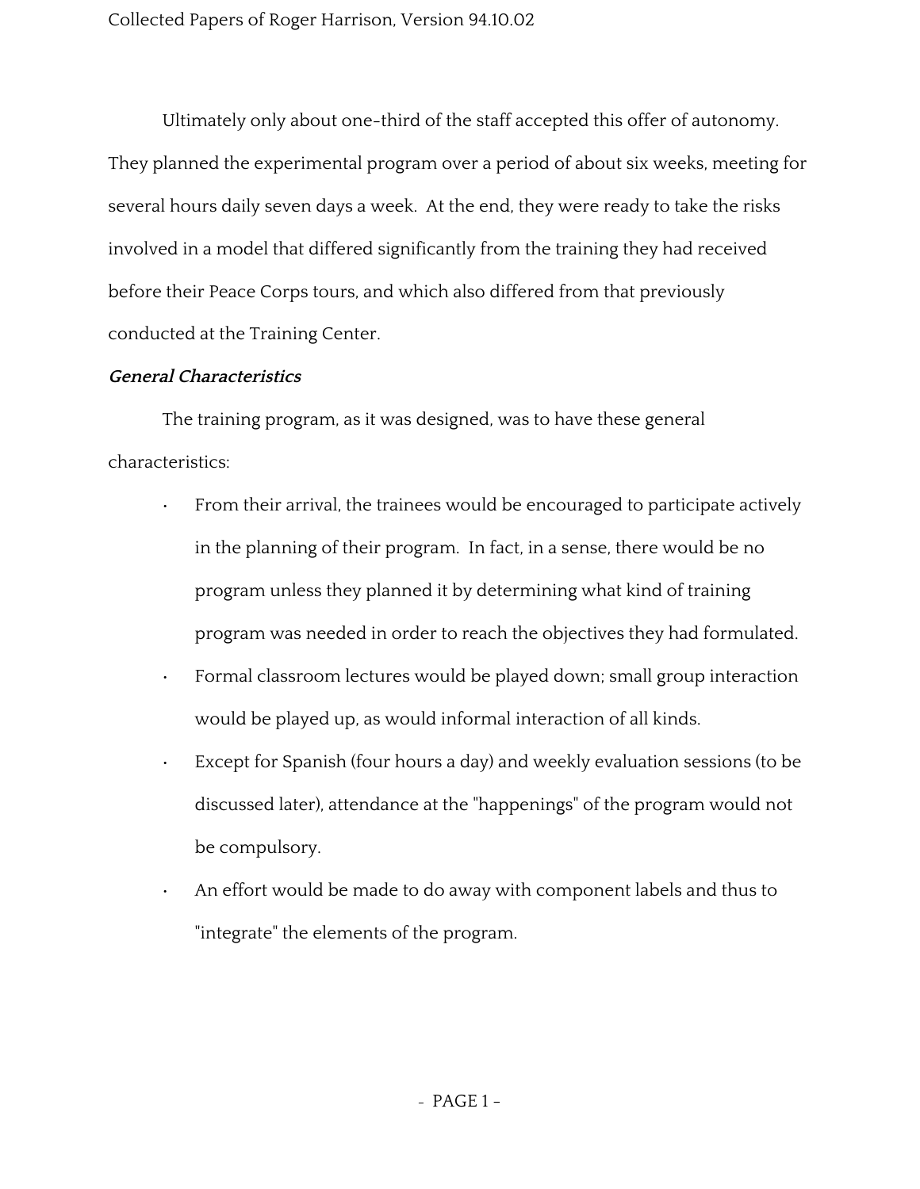Ultimately only about one-third of the staff accepted this offer of autonomy. They planned the experimental program over a period of about six weeks, meeting for several hours daily seven days a week. At the end, they were ready to take the risks involved in a model that differed significantly from the training they had received before their Peace Corps tours, and which also differed from that previously conducted at the Training Center.

***General Characteristics***

The training program, as it was designed, was to have these general characteristics:

- From their arrival, the trainees would be encouraged to participate actively in the planning of their program. In fact, in a sense, there would be no program unless they planned it by determining what kind of training program was needed in order to reach the objectives they had formulated.
- Formal classroom lectures would be played down; small group interaction would be played up, as would informal interaction of all kinds.
- Except for Spanish (four hours a day) and weekly evaluation sessions (to be discussed later), attendance at the "happenings" of the program would not be compulsory.
- An effort would be made to do away with component labels and thus to "integrate" the elements of the program.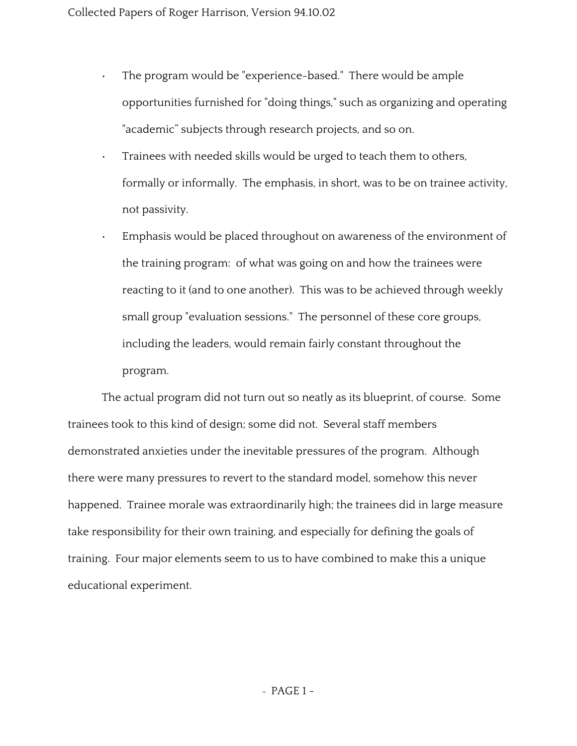- The program would be "experience-based." There would be ample opportunities furnished for "doing things," such as organizing and operating "academic" subjects through research projects, and so on.
- Trainees with needed skills would be urged to teach them to others, formally or informally. The emphasis, in short, was to be on trainee activity, not passivity.
- Emphasis would be placed throughout on awareness of the environment of the training program: of what was going on and how the trainees were reacting to it (and to one another). This was to be achieved through weekly small group "evaluation sessions." The personnel of these core groups, including the leaders, would remain fairly constant throughout the program.

The actual program did not turn out so neatly as its blueprint, of course. Some trainees took to this kind of design; some did not. Several staff members demonstrated anxieties under the inevitable pressures of the program. Although there were many pressures to revert to the standard model, somehow this never happened. Trainee morale was extraordinarily high; the trainees did in large measure take responsibility for their own training, and especially for defining the goals of training. Four major elements seem to us to have combined to make this a unique educational experiment.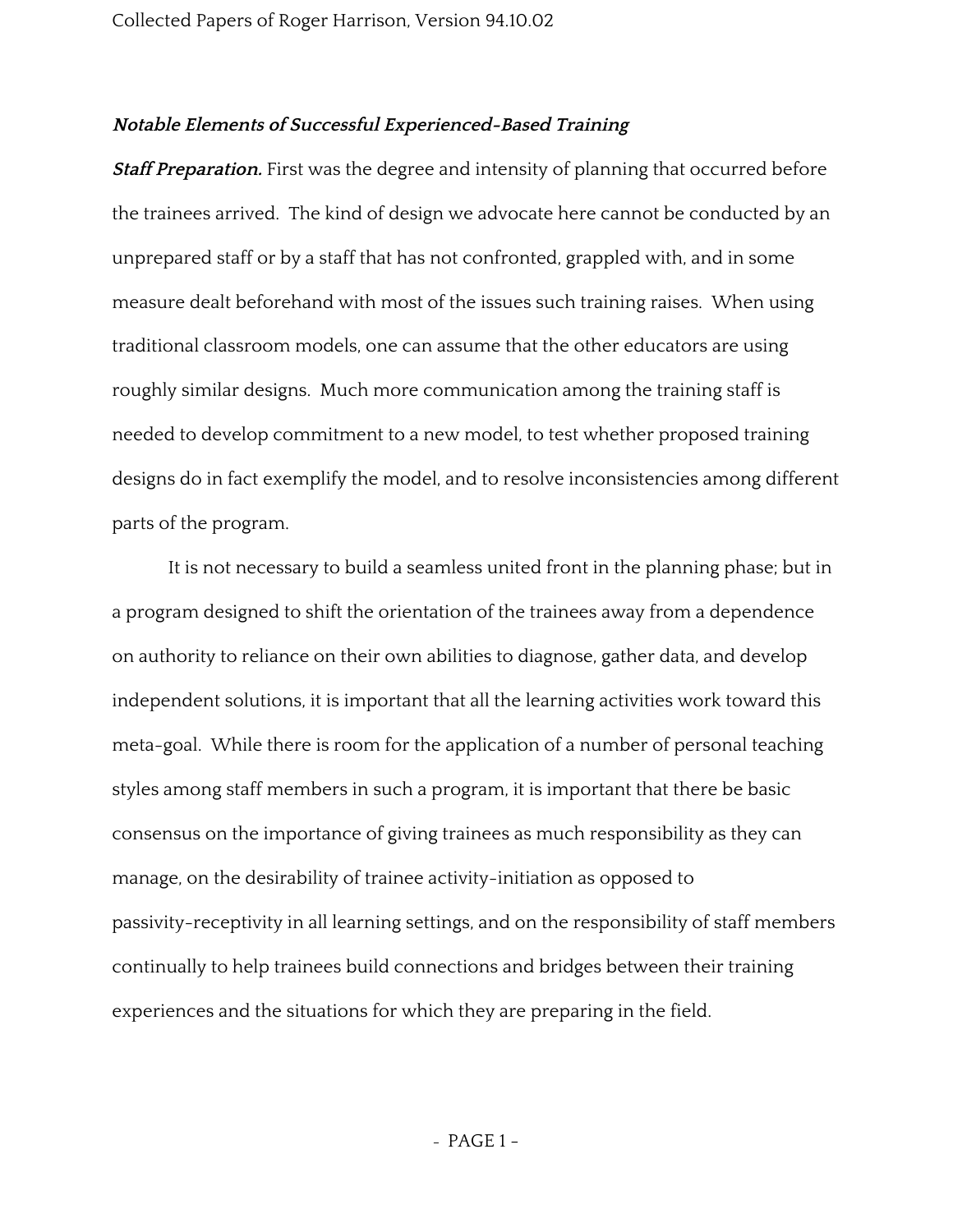***Notable Elements of Successful Experienced-Based Training***

***Staff Preparation.*** First was the degree and intensity of planning that occurred before the trainees arrived. The kind of design we advocate here cannot be conducted by an unprepared staff or by a staff that has not confronted, grappled with, and in some measure dealt beforehand with most of the issues such training raises. When using traditional classroom models, one can assume that the other educators are using roughly similar designs. Much more communication among the training staff is needed to develop commitment to a new model, to test whether proposed training designs do in fact exemplify the model, and to resolve inconsistencies among different parts of the program.

It is not necessary to build a seamless united front in the planning phase; but in a program designed to shift the orientation of the trainees away from a dependence on authority to reliance on their own abilities to diagnose, gather data, and develop independent solutions, it is important that all the learning activities work toward this meta-goal. While there is room for the application of a number of personal teaching styles among staff members in such a program, it is important that there be basic consensus on the importance of giving trainees as much responsibility as they can manage, on the desirability of trainee activity-initiation as opposed to passivity-receptivity in all learning settings, and on the responsibility of staff members continually to help trainees build connections and bridges between their training experiences and the situations for which they are preparing in the field.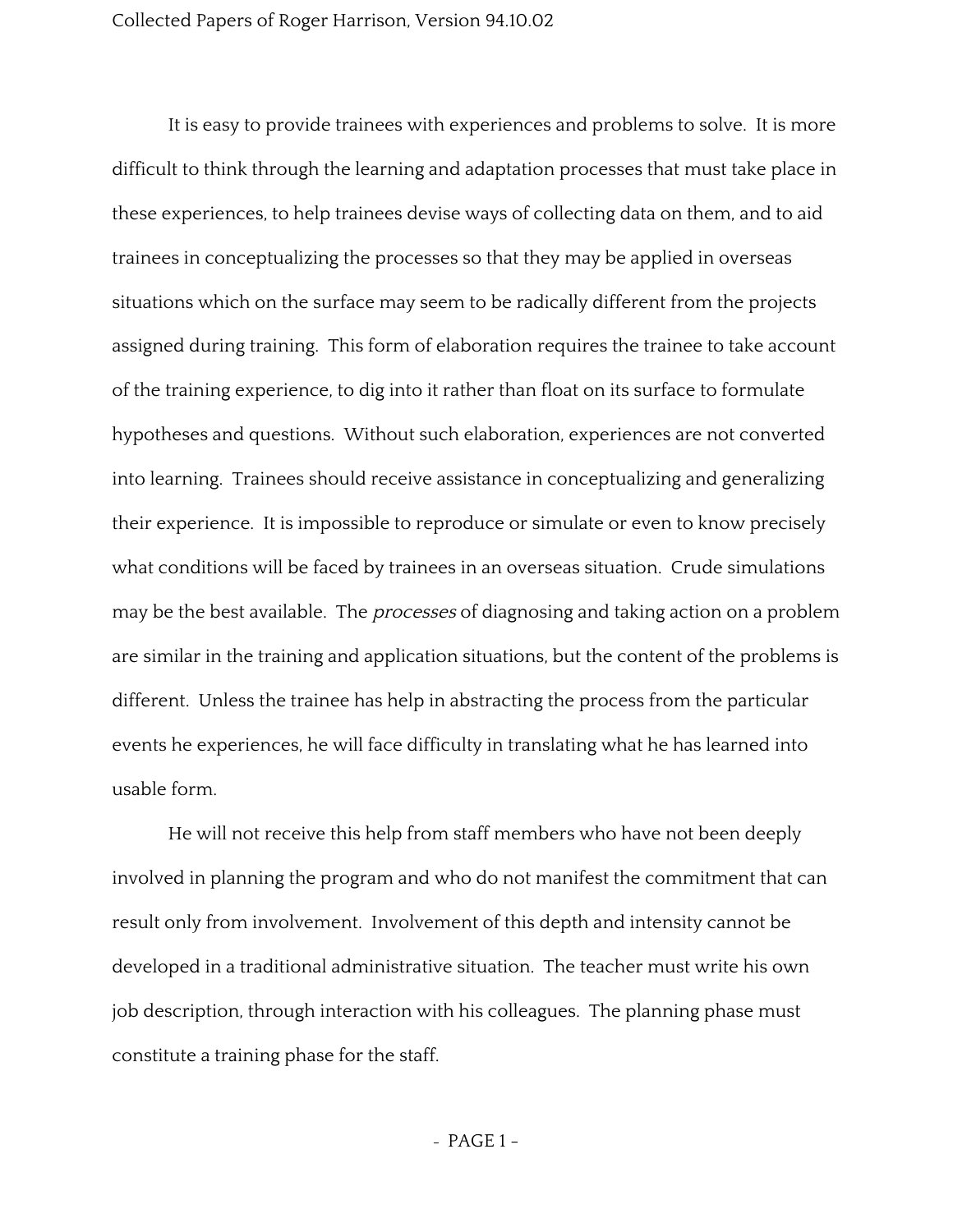It is easy to provide trainees with experiences and problems to solve. It is more difficult to think through the learning and adaptation processes that must take place in these experiences, to help trainees devise ways of collecting data on them, and to aid trainees in conceptualizing the processes so that they may be applied in overseas situations which on the surface may seem to be radically different from the projects assigned during training. This form of elaboration requires the trainee to take account of the training experience, to dig into it rather than float on its surface to formulate hypotheses and questions. Without such elaboration, experiences are not converted into learning. Trainees should receive assistance in conceptualizing and generalizing their experience. It is impossible to reproduce or simulate or even to know precisely what conditions will be faced by trainees in an overseas situation. Crude simulations may be the best available. The *processes* of diagnosing and taking action on a problem are similar in the training and application situations, but the content of the problems is different. Unless the trainee has help in abstracting the process from the particular events he experiences, he will face difficulty in translating what he has learned into usable form.

He will not receive this help from staff members who have not been deeply involved in planning the program and who do not manifest the commitment that can result only from involvement. Involvement of this depth and intensity cannot be developed in a traditional administrative situation. The teacher must write his own job description, through interaction with his colleagues. The planning phase must constitute a training phase for the staff.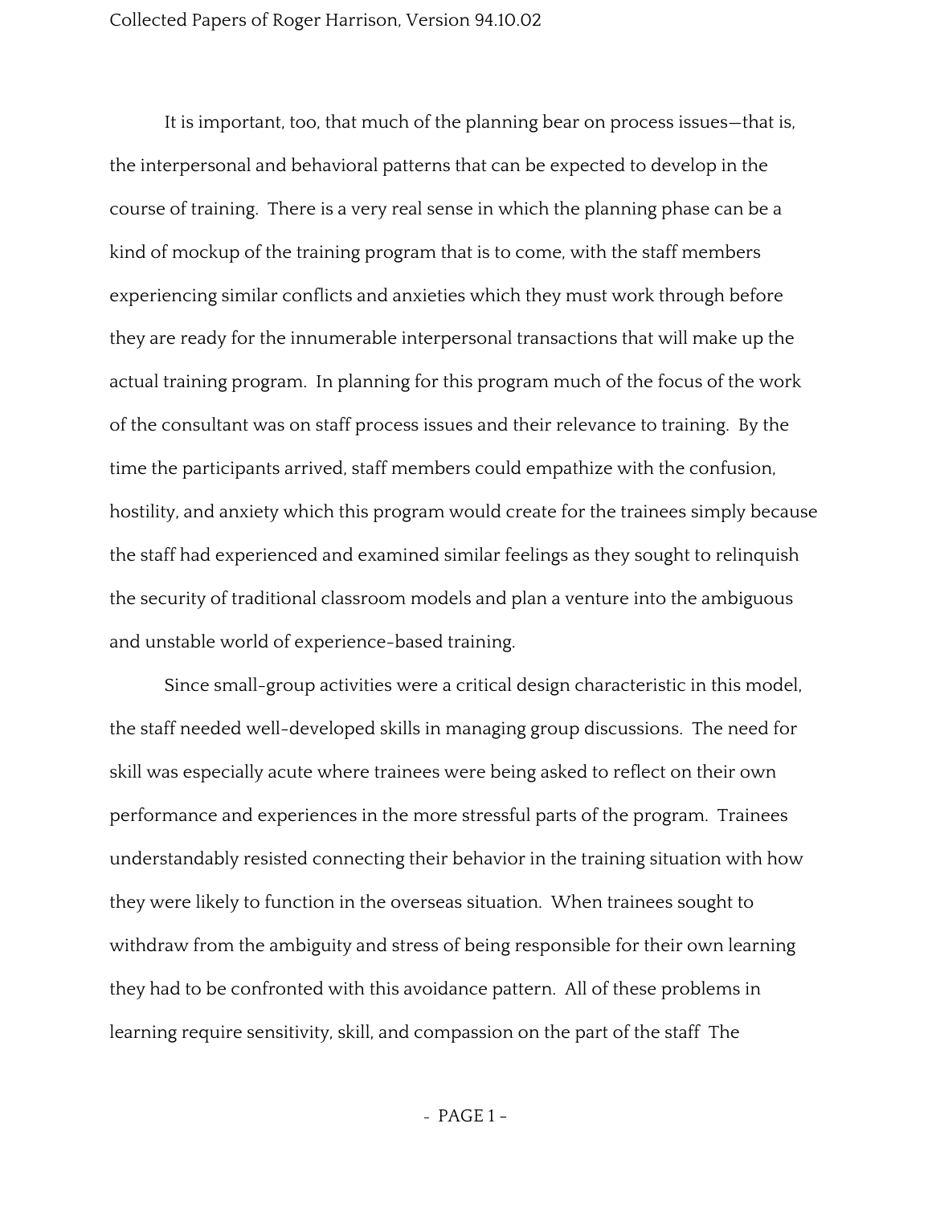It is important, too, that much of the planning bear on process issues—that is, the interpersonal and behavioral patterns that can be expected to develop in the course of training. There is a very real sense in which the planning phase can be a kind of mockup of the training program that is to come, with the staff members experiencing similar conflicts and anxieties which they must work through before they are ready for the innumerable interpersonal transactions that will make up the actual training program. In planning for this program much of the focus of the work of the consultant was on staff process issues and their relevance to training. By the time the participants arrived, staff members could empathize with the confusion, hostility, and anxiety which this program would create for the trainees simply because the staff had experienced and examined similar feelings as they sought to relinquish the security of traditional classroom models and plan a venture into the ambiguous and unstable world of experience-based training.

Since small-group activities were a critical design characteristic in this model, the staff needed well-developed skills in managing group discussions. The need for skill was especially acute where trainees were being asked to reflect on their own performance and experiences in the more stressful parts of the program. Trainees understandably resisted connecting their behavior in the training situation with how they were likely to function in the overseas situation. When trainees sought to withdraw from the ambiguity and stress of being responsible for their own learning they had to be confronted with this avoidance pattern. All of these problems in learning require sensitivity, skill, and compassion on the part of the staff The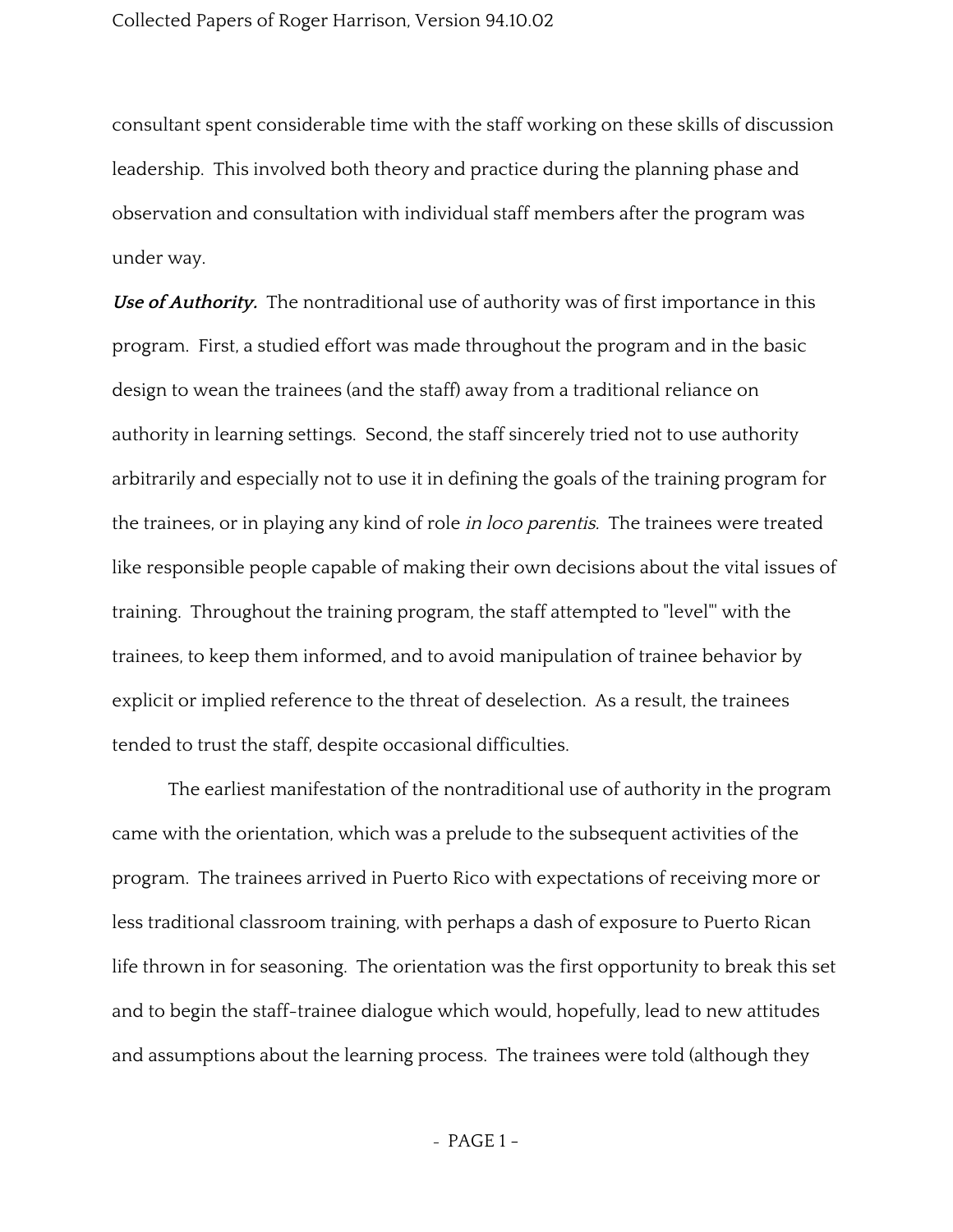consultant spent considerable time with the staff working on these skills of discussion leadership. This involved both theory and practice during the planning phase and observation and consultation with individual staff members after the program was under way.

***Use of Authority.*** The nontraditional use of authority was of first importance in this program. First, a studied effort was made throughout the program and in the basic design to wean the trainees (and the staff) away from a traditional reliance on authority in learning settings. Second, the staff sincerely tried not to use authority arbitrarily and especially not to use it in defining the goals of the training program for the trainees, or in playing any kind of role *in loco parentis.* The trainees were treated like responsible people capable of making their own decisions about the vital issues of training. Throughout the training program, the staff attempted to "level'" with the trainees, to keep them informed, and to avoid manipulation of trainee behavior by explicit or implied reference to the threat of deselection. As a result, the trainees tended to trust the staff, despite occasional difficulties.

The earliest manifestation of the nontraditional use of authority in the program came with the orientation, which was a prelude to the subsequent activities of the program. The trainees arrived in Puerto Rico with expectations of receiving more or less traditional classroom training, with perhaps a dash of exposure to Puerto Rican life thrown in for seasoning. The orientation was the first opportunity to break this set and to begin the staff-trainee dialogue which would, hopefully, lead to new attitudes and assumptions about the learning process. The trainees were told (although they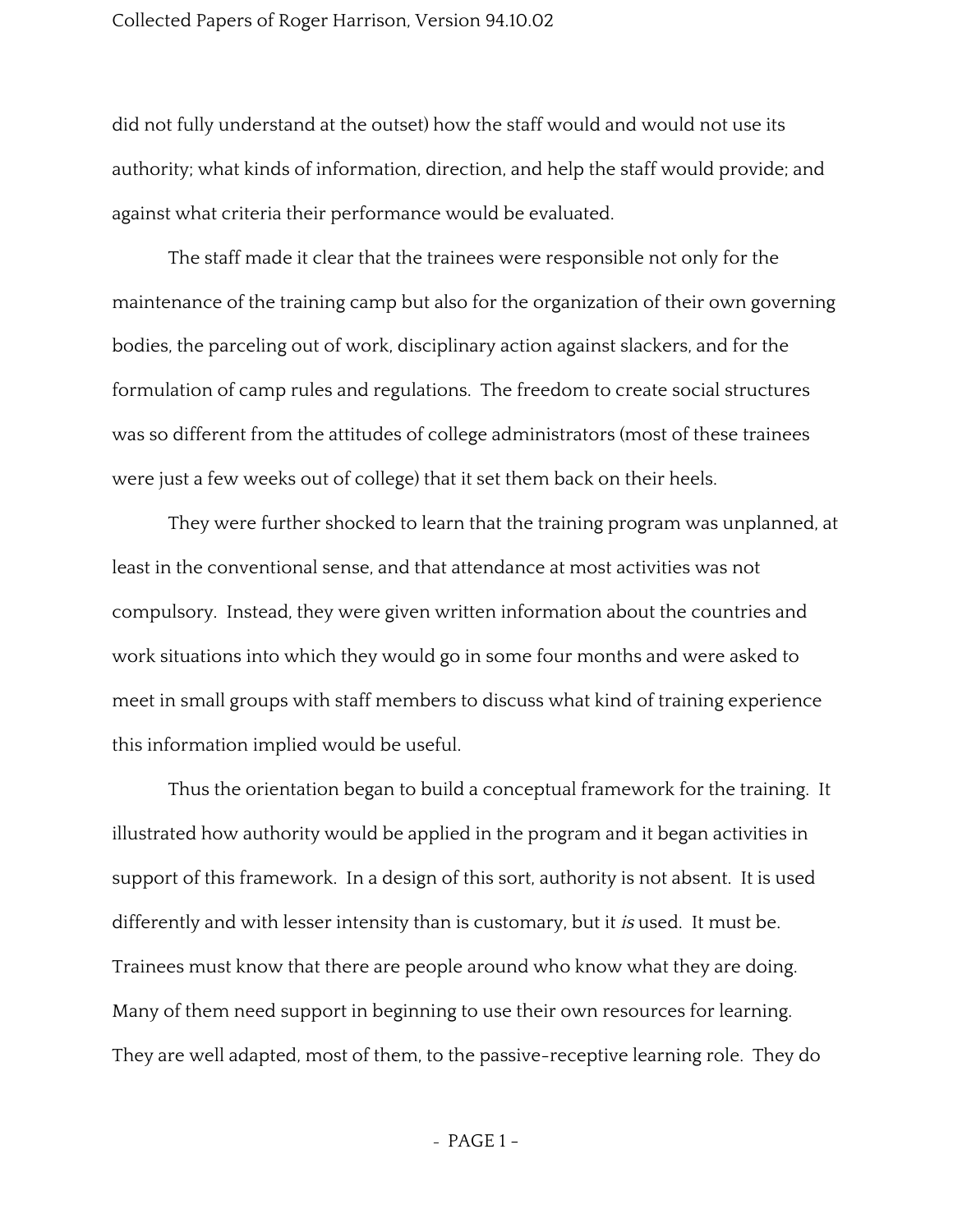did not fully understand at the outset) how the staff would and would not use its authority; what kinds of information, direction, and help the staff would provide; and against what criteria their performance would be evaluated.

The staff made it clear that the trainees were responsible not only for the maintenance of the training camp but also for the organization of their own governing bodies, the parceling out of work, disciplinary action against slackers, and for the formulation of camp rules and regulations. The freedom to create social structures was so different from the attitudes of college administrators (most of these trainees were just a few weeks out of college) that it set them back on their heels.

They were further shocked to learn that the training program was unplanned, at least in the conventional sense, and that attendance at most activities was not compulsory. Instead, they were given written information about the countries and work situations into which they would go in some four months and were asked to meet in small groups with staff members to discuss what kind of training experience this information implied would be useful.

Thus the orientation began to build a conceptual framework for the training. It illustrated how authority would be applied in the program and it began activities in support of this framework. In a design of this sort, authority is not absent. It is used differently and with lesser intensity than is customary, but it *is* used. It must be. Trainees must know that there are people around who know what they are doing. Many of them need support in beginning to use their own resources for learning. They are well adapted, most of them, to the passive-receptive learning role. They do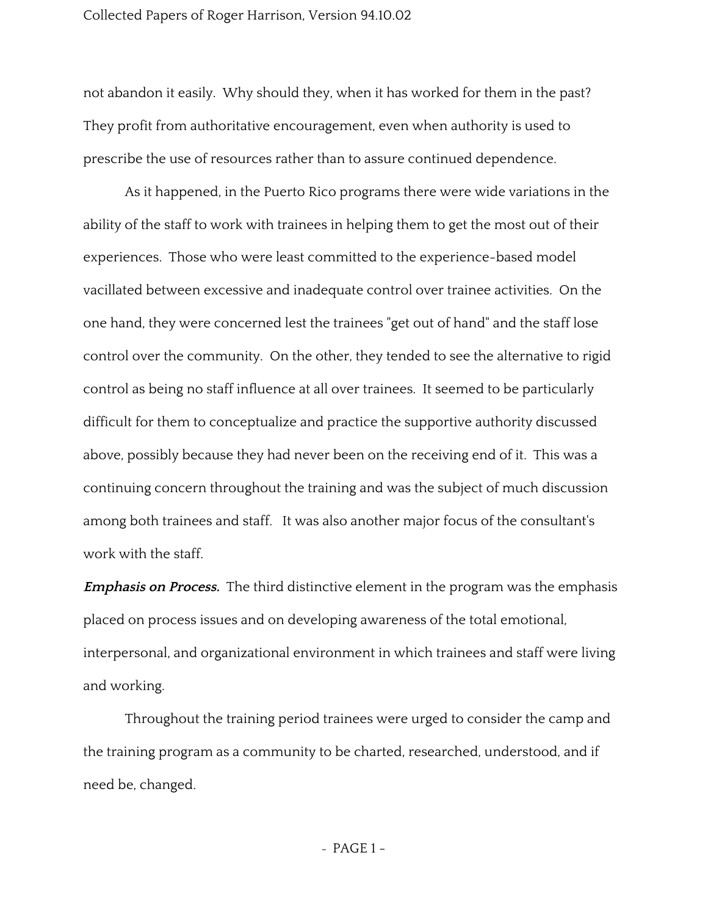not abandon it easily. Why should they, when it has worked for them in the past? They profit from authoritative encouragement, even when authority is used to prescribe the use of resources rather than to assure continued dependence.

As it happened, in the Puerto Rico programs there were wide variations in the ability of the staff to work with trainees in helping them to get the most out of their experiences. Those who were least committed to the experience-based model vacillated between excessive and inadequate control over trainee activities. On the one hand, they were concerned lest the trainees "get out of hand" and the staff lose control over the community. On the other, they tended to see the alternative to rigid control as being no staff influence at all over trainees. It seemed to be particularly difficult for them to conceptualize and practice the supportive authority discussed above, possibly because they had never been on the receiving end of it. This was a continuing concern throughout the training and was the subject of much discussion among both trainees and staff. It was also another major focus of the consultant's work with the staff.

***Emphasis on Process.*** The third distinctive element in the program was the emphasis placed on process issues and on developing awareness of the total emotional, interpersonal, and organizational environment in which trainees and staff were living and working.

Throughout the training period trainees were urged to consider the camp and the training program as a community to be charted, researched, understood, and if need be, changed.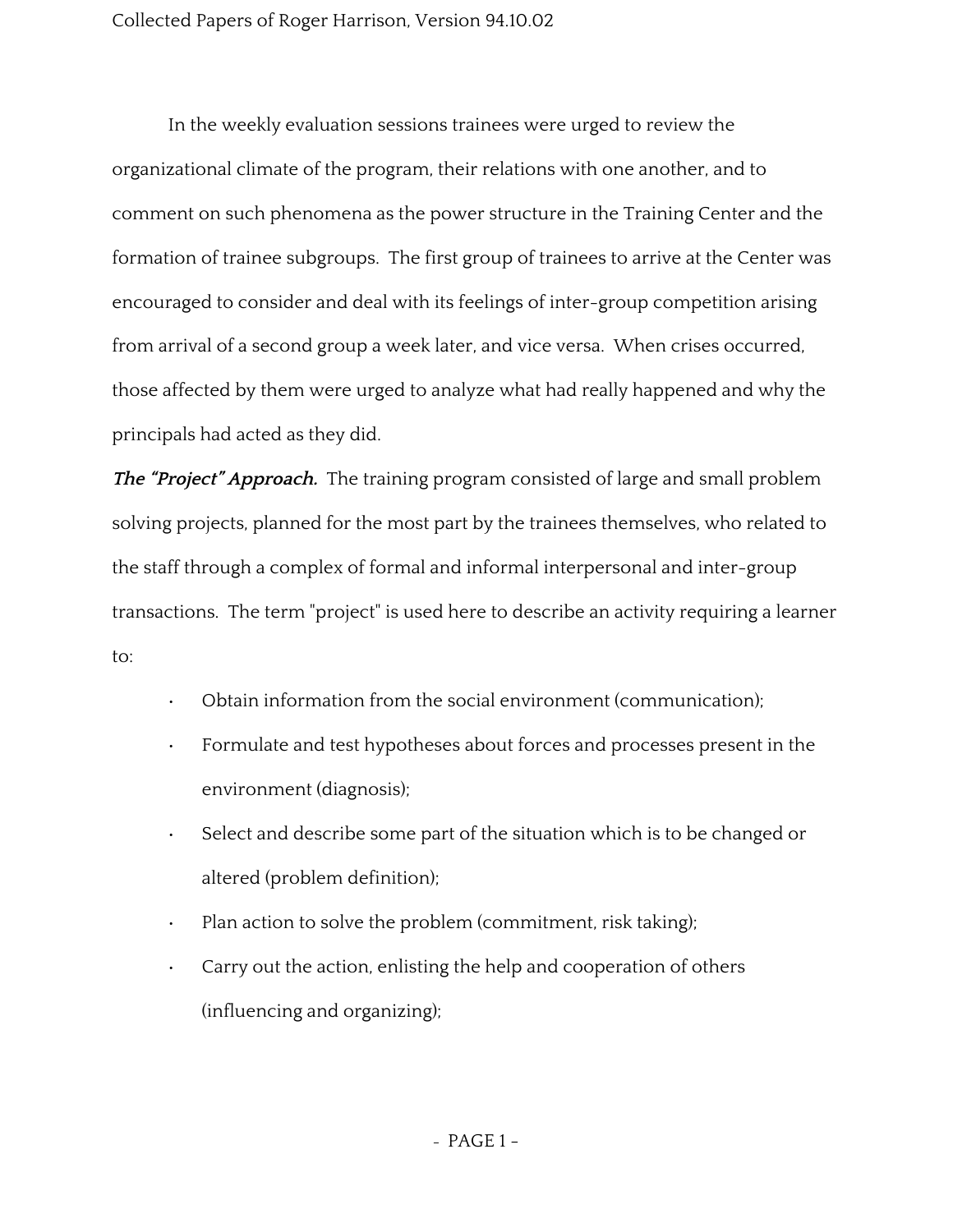In the weekly evaluation sessions trainees were urged to review the organizational climate of the program, their relations with one another, and to comment on such phenomena as the power structure in the Training Center and the formation of trainee subgroups.  The first group of trainees to arrive at the Center was encouraged to consider and deal with its feelings of inter-group competition arising from arrival of a second group a week later, and vice versa.  When crises occurred, those affected by them were urged to analyze what had really happened and why the principals had acted as they did.

***The "Project" Approach.*** The training program consisted of large and small problem solving projects, planned for the most part by the trainees themselves, who related to the staff through a complex of formal and informal interpersonal and inter-group transactions.  The term "project" is used here to describe an activity requiring a learner to:

- Obtain information from the social environment (communication);
- Formulate and test hypotheses about forces and processes present in the environment (diagnosis);
- Select and describe some part of the situation which is to be changed or altered (problem definition);
- Plan action to solve the problem (commitment, risk taking);
- Carry out the action, enlisting the help and cooperation of others (influencing and organizing);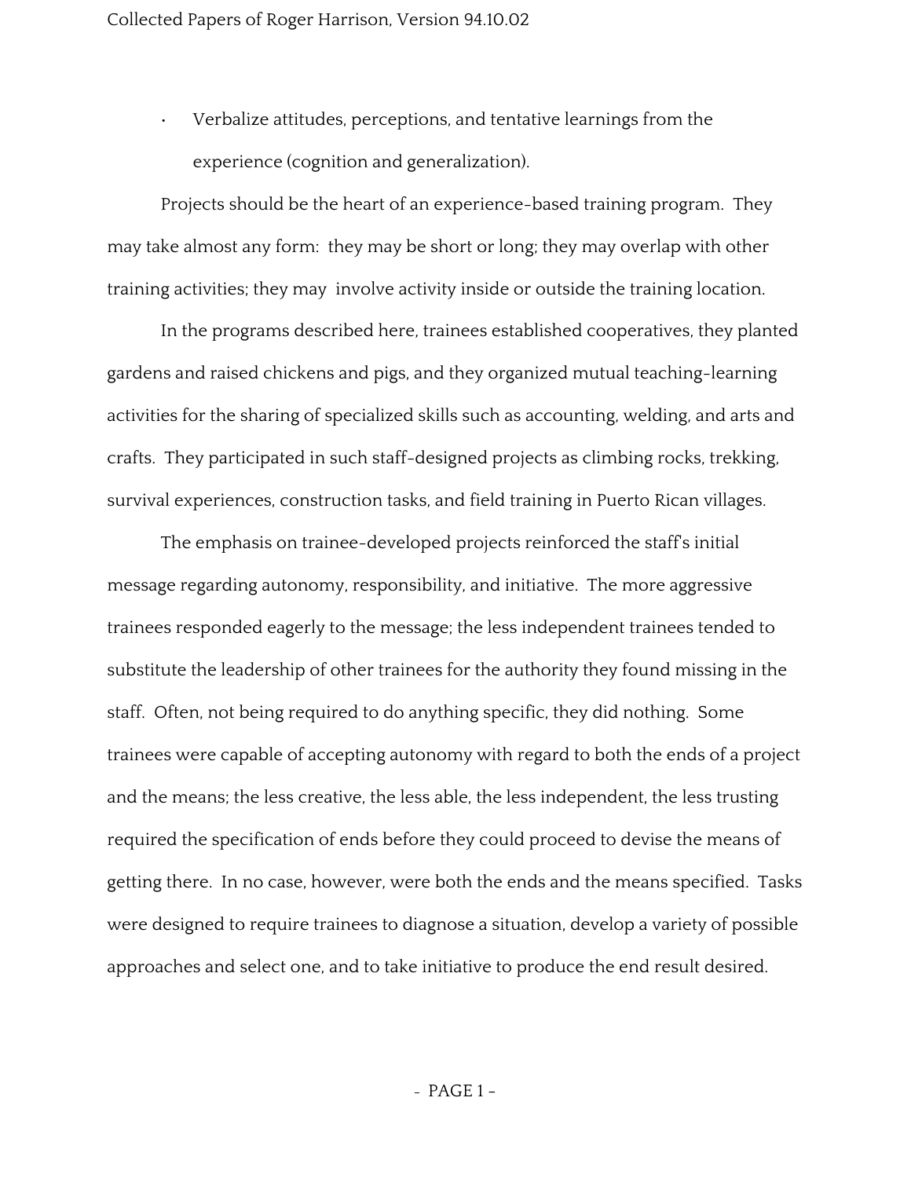- Verbalize attitudes, perceptions, and tentative learnings from the experience (cognition and generalization).

Projects should be the heart of an experience-based training program. They may take almost any form: they may be short or long; they may overlap with other training activities; they may involve activity inside or outside the training location.

In the programs described here, trainees established cooperatives, they planted gardens and raised chickens and pigs, and they organized mutual teaching-learning activities for the sharing of specialized skills such as accounting, welding, and arts and crafts. They participated in such staff-designed projects as climbing rocks, trekking, survival experiences, construction tasks, and field training in Puerto Rican villages.

The emphasis on trainee-developed projects reinforced the staff's initial message regarding autonomy, responsibility, and initiative. The more aggressive trainees responded eagerly to the message; the less independent trainees tended to substitute the leadership of other trainees for the authority they found missing in the staff. Often, not being required to do anything specific, they did nothing. Some trainees were capable of accepting autonomy with regard to both the ends of a project and the means; the less creative, the less able, the less independent, the less trusting required the specification of ends before they could proceed to devise the means of getting there. In no case, however, were both the ends and the means specified. Tasks were designed to require trainees to diagnose a situation, develop a variety of possible approaches and select one, and to take initiative to produce the end result desired.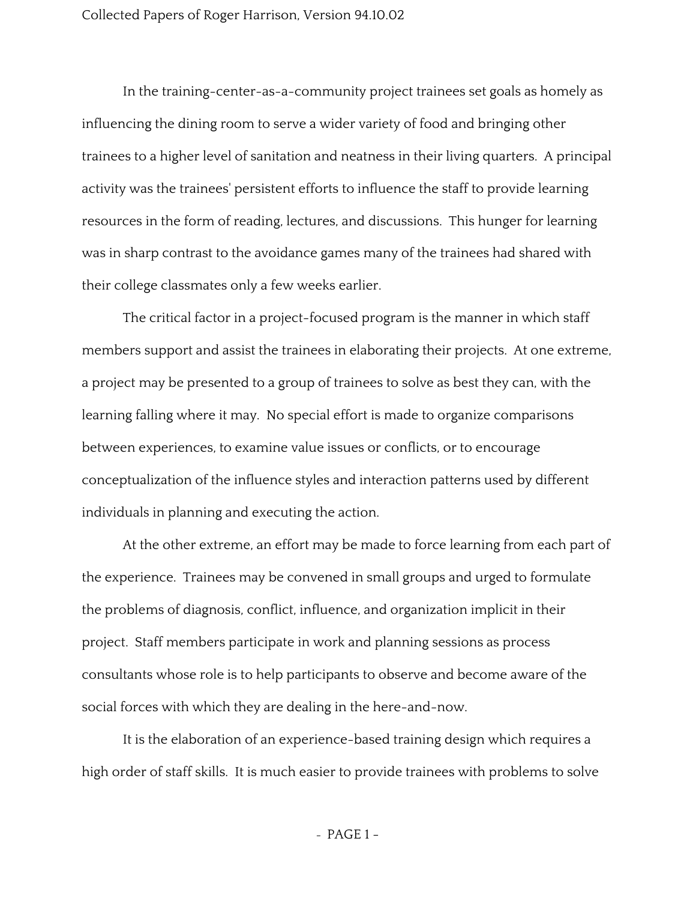In the training-center-as-a-community project trainees set goals as homely as influencing the dining room to serve a wider variety of food and bringing other trainees to a higher level of sanitation and neatness in their living quarters. A principal activity was the trainees' persistent efforts to influence the staff to provide learning resources in the form of reading, lectures, and discussions. This hunger for learning was in sharp contrast to the avoidance games many of the trainees had shared with their college classmates only a few weeks earlier.

The critical factor in a project-focused program is the manner in which staff members support and assist the trainees in elaborating their projects. At one extreme, a project may be presented to a group of trainees to solve as best they can, with the learning falling where it may. No special effort is made to organize comparisons between experiences, to examine value issues or conflicts, or to encourage conceptualization of the influence styles and interaction patterns used by different individuals in planning and executing the action.

At the other extreme, an effort may be made to force learning from each part of the experience. Trainees may be convened in small groups and urged to formulate the problems of diagnosis, conflict, influence, and organization implicit in their project. Staff members participate in work and planning sessions as process consultants whose role is to help participants to observe and become aware of the social forces with which they are dealing in the here-and-now.

It is the elaboration of an experience-based training design which requires a high order of staff skills. It is much easier to provide trainees with problems to solve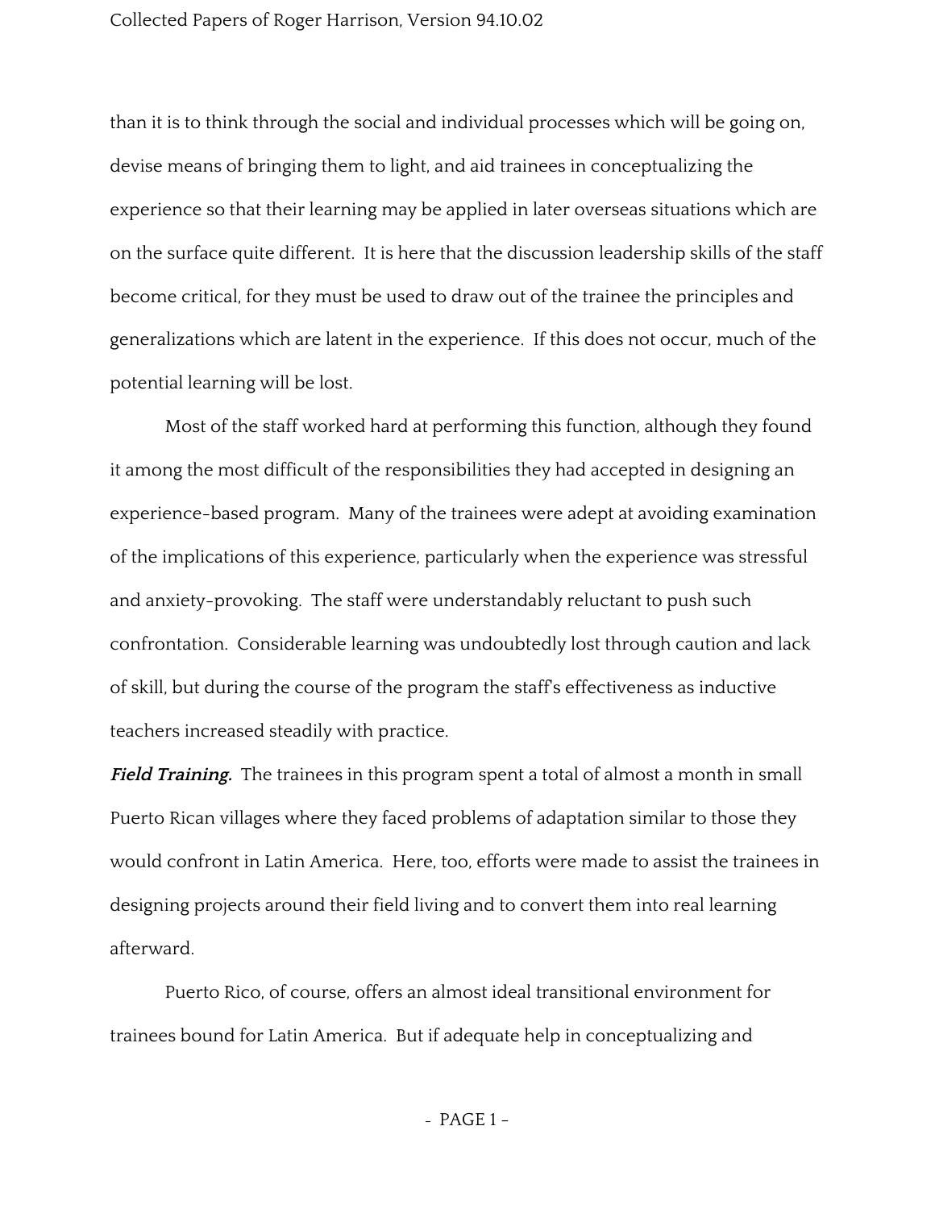than it is to think through the social and individual processes which will be going on, devise means of bringing them to light, and aid trainees in conceptualizing the experience so that their learning may be applied in later overseas situations which are on the surface quite different. It is here that the discussion leadership skills of the staff become critical, for they must be used to draw out of the trainee the principles and generalizations which are latent in the experience. If this does not occur, much of the potential learning will be lost.

Most of the staff worked hard at performing this function, although they found it among the most difficult of the responsibilities they had accepted in designing an experience-based program. Many of the trainees were adept at avoiding examination of the implications of this experience, particularly when the experience was stressful and anxiety-provoking. The staff were understandably reluctant to push such confrontation. Considerable learning was undoubtedly lost through caution and lack of skill, but during the course of the program the staff's effectiveness as inductive teachers increased steadily with practice.

***Field Training.*** The trainees in this program spent a total of almost a month in small Puerto Rican villages where they faced problems of adaptation similar to those they would confront in Latin America. Here, too, efforts were made to assist the trainees in designing projects around their field living and to convert them into real learning afterward.

Puerto Rico, of course, offers an almost ideal transitional environment for trainees bound for Latin America. But if adequate help in conceptualizing and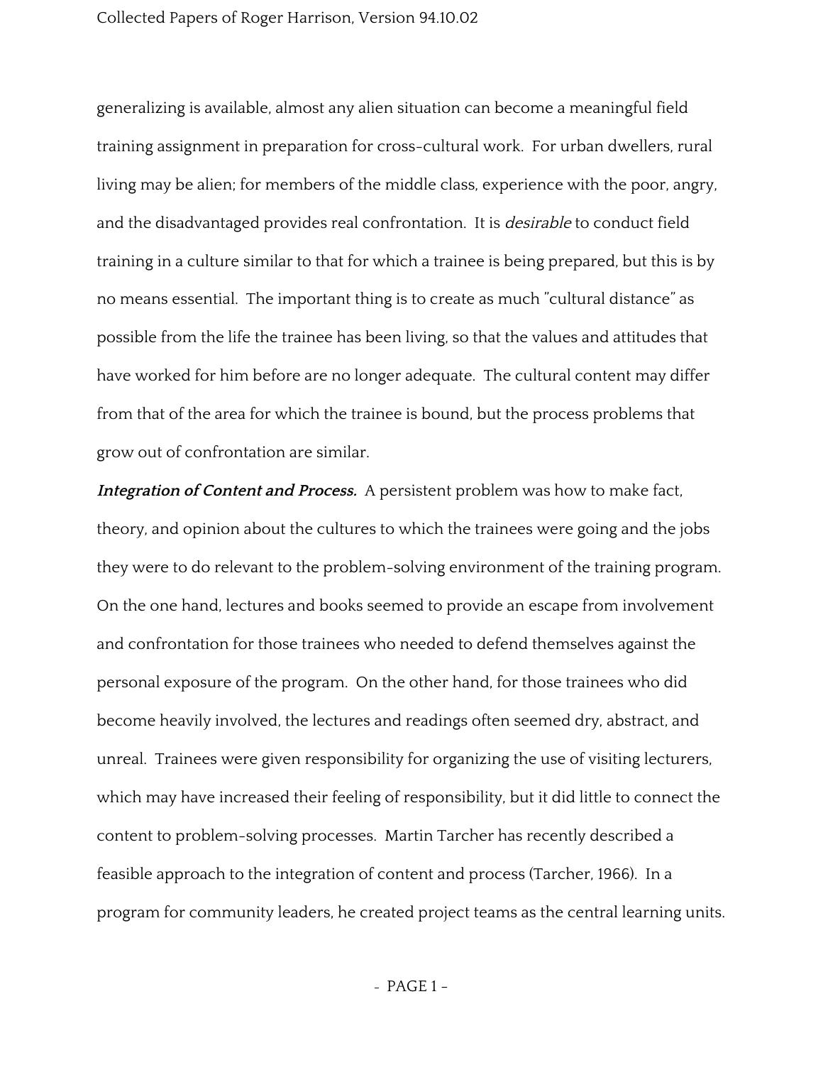generalizing is available, almost any alien situation can become a meaningful field training assignment in preparation for cross-cultural work. For urban dwellers, rural living may be alien; for members of the middle class, experience with the poor, angry, and the disadvantaged provides real confrontation. It is *desirable* to conduct field training in a culture similar to that for which a trainee is being prepared, but this is by no means essential. The important thing is to create as much "cultural distance" as possible from the life the trainee has been living, so that the values and attitudes that have worked for him before are no longer adequate. The cultural content may differ from that of the area for which the trainee is bound, but the process problems that grow out of confrontation are similar.

***Integration of Content and Process.*** A persistent problem was how to make fact, theory, and opinion about the cultures to which the trainees were going and the jobs they were to do relevant to the problem-solving environment of the training program. On the one hand, lectures and books seemed to provide an escape from involvement and confrontation for those trainees who needed to defend themselves against the personal exposure of the program. On the other hand, for those trainees who did become heavily involved, the lectures and readings often seemed dry, abstract, and unreal. Trainees were given responsibility for organizing the use of visiting lecturers, which may have increased their feeling of responsibility, but it did little to connect the content to problem-solving processes. Martin Tarcher has recently described a feasible approach to the integration of content and process (Tarcher, 1966). In a program for community leaders, he created project teams as the central learning units.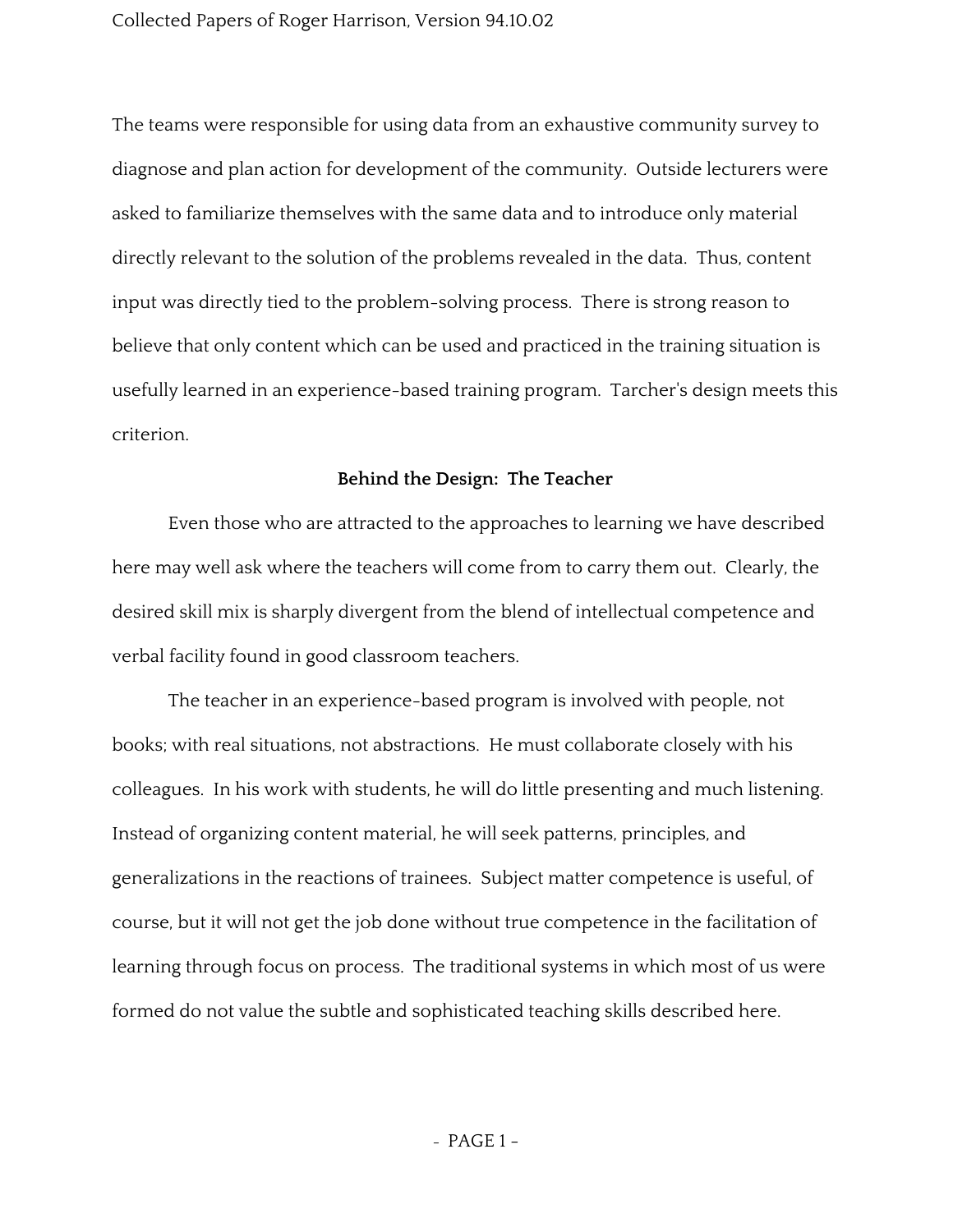The teams were responsible for using data from an exhaustive community survey to diagnose and plan action for development of the community. Outside lecturers were asked to familiarize themselves with the same data and to introduce only material directly relevant to the solution of the problems revealed in the data. Thus, content input was directly tied to the problem-solving process. There is strong reason to believe that only content which can be used and practiced in the training situation is usefully learned in an experience-based training program. Tarcher's design meets this criterion.

**Behind the Design: The Teacher**

Even those who are attracted to the approaches to learning we have described here may well ask where the teachers will come from to carry them out. Clearly, the desired skill mix is sharply divergent from the blend of intellectual competence and verbal facility found in good classroom teachers.

The teacher in an experience-based program is involved with people, not books; with real situations, not abstractions. He must collaborate closely with his colleagues. In his work with students, he will do little presenting and much listening. Instead of organizing content material, he will seek patterns, principles, and generalizations in the reactions of trainees. Subject matter competence is useful, of course, but it will not get the job done without true competence in the facilitation of learning through focus on process. The traditional systems in which most of us were formed do not value the subtle and sophisticated teaching skills described here.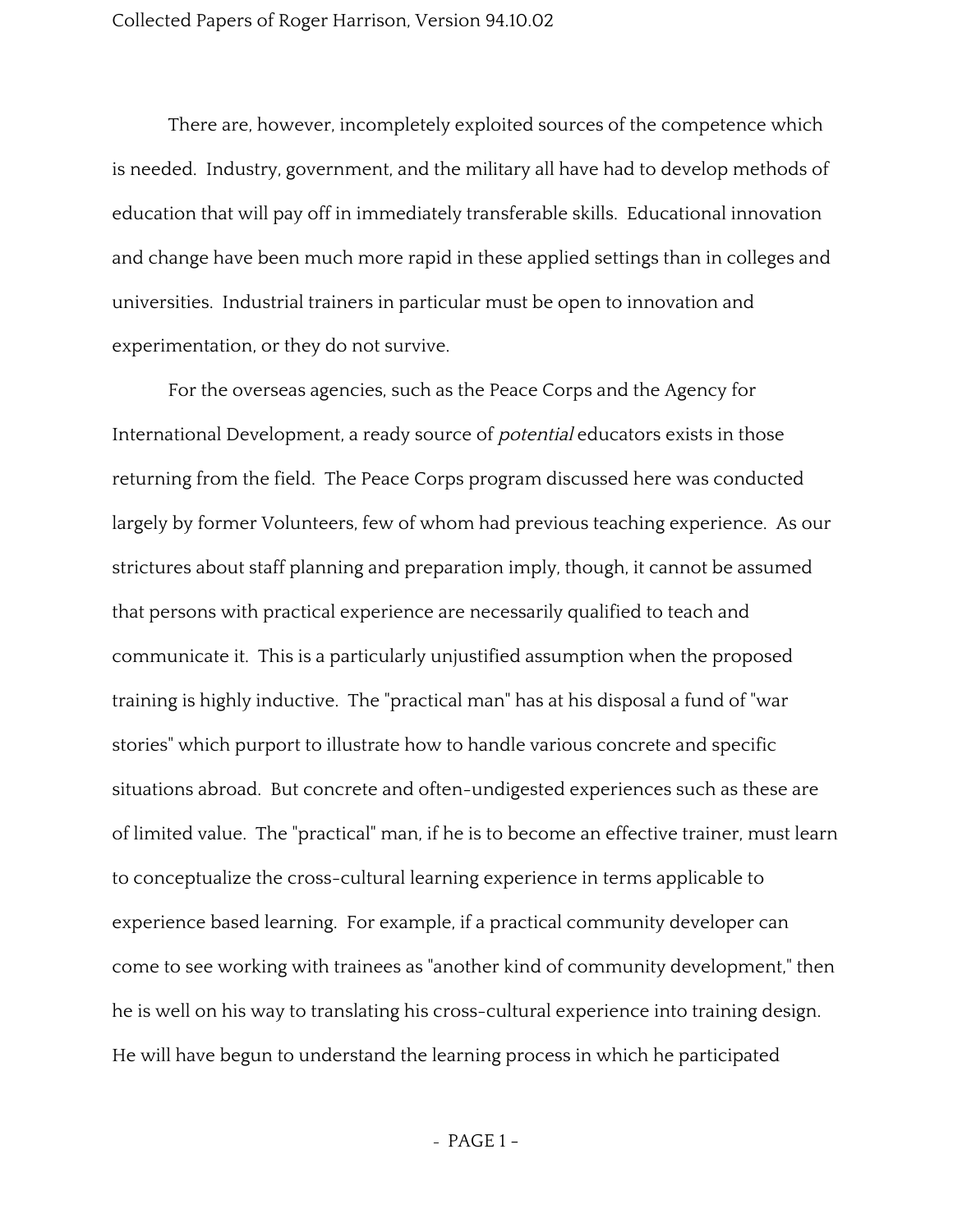There are, however, incompletely exploited sources of the competence which is needed. Industry, government, and the military all have had to develop methods of education that will pay off in immediately transferable skills. Educational innovation and change have been much more rapid in these applied settings than in colleges and universities. Industrial trainers in particular must be open to innovation and experimentation, or they do not survive.

For the overseas agencies, such as the Peace Corps and the Agency for International Development, a ready source of *potential* educators exists in those returning from the field. The Peace Corps program discussed here was conducted largely by former Volunteers, few of whom had previous teaching experience. As our strictures about staff planning and preparation imply, though, it cannot be assumed that persons with practical experience are necessarily qualified to teach and communicate it. This is a particularly unjustified assumption when the proposed training is highly inductive. The "practical man" has at his disposal a fund of "war stories" which purport to illustrate how to handle various concrete and specific situations abroad. But concrete and often-undigested experiences such as these are of limited value. The "practical" man, if he is to become an effective trainer, must learn to conceptualize the cross-cultural learning experience in terms applicable to experience based learning. For example, if a practical community developer can come to see working with trainees as "another kind of community development," then he is well on his way to translating his cross-cultural experience into training design. He will have begun to understand the learning process in which he participated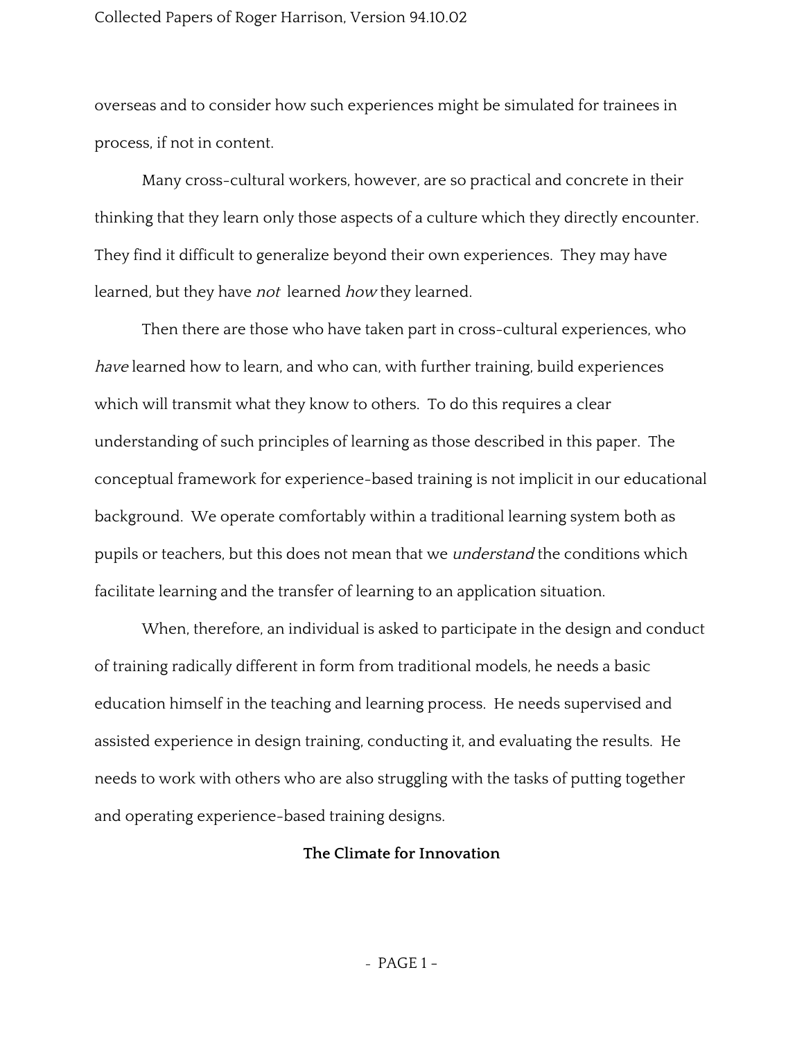overseas and to consider how such experiences might be simulated for trainees in process, if not in content.

Many cross-cultural workers, however, are so practical and concrete in their thinking that they learn only those aspects of a culture which they directly encounter. They find it difficult to generalize beyond their own experiences. They may have learned, but they have *not* learned *how* they learned.

Then there are those who have taken part in cross-cultural experiences, who *have* learned how to learn, and who can, with further training, build experiences which will transmit what they know to others. To do this requires a clear understanding of such principles of learning as those described in this paper. The conceptual framework for experience-based training is not implicit in our educational background. We operate comfortably within a traditional learning system both as pupils or teachers, but this does not mean that we *understand* the conditions which facilitate learning and the transfer of learning to an application situation.

When, therefore, an individual is asked to participate in the design and conduct of training radically different in form from traditional models, he needs a basic education himself in the teaching and learning process. He needs supervised and assisted experience in design training, conducting it, and evaluating the results. He needs to work with others who are also struggling with the tasks of putting together and operating experience-based training designs.

## The Climate for Innovation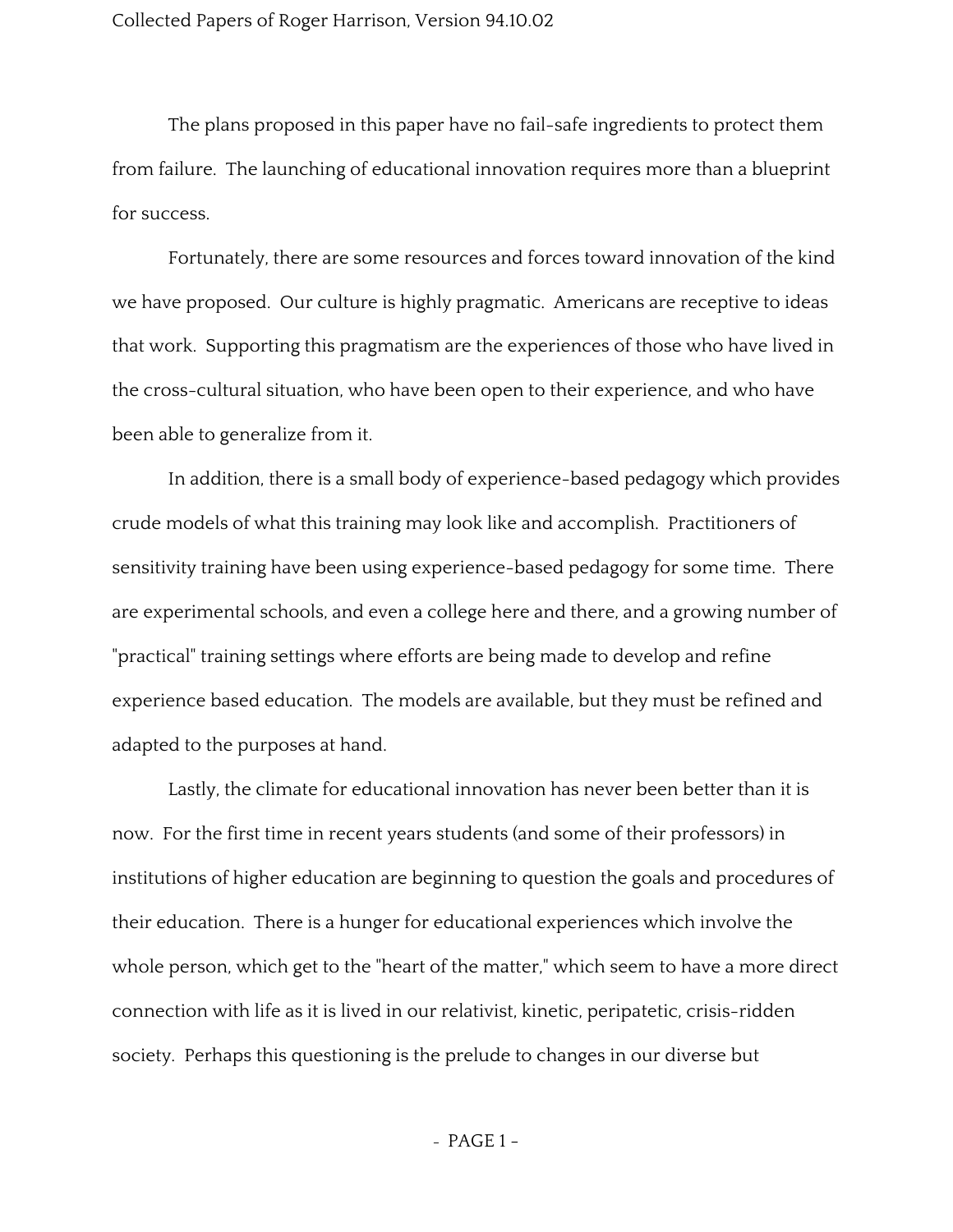The plans proposed in this paper have no fail-safe ingredients to protect them from failure. The launching of educational innovation requires more than a blueprint for success.

Fortunately, there are some resources and forces toward innovation of the kind we have proposed. Our culture is highly pragmatic. Americans are receptive to ideas that work. Supporting this pragmatism are the experiences of those who have lived in the cross-cultural situation, who have been open to their experience, and who have been able to generalize from it.

In addition, there is a small body of experience-based pedagogy which provides crude models of what this training may look like and accomplish. Practitioners of sensitivity training have been using experience-based pedagogy for some time. There are experimental schools, and even a college here and there, and a growing number of "practical" training settings where efforts are being made to develop and refine experience based education. The models are available, but they must be refined and adapted to the purposes at hand.

Lastly, the climate for educational innovation has never been better than it is now. For the first time in recent years students (and some of their professors) in institutions of higher education are beginning to question the goals and procedures of their education. There is a hunger for educational experiences which involve the whole person, which get to the "heart of the matter," which seem to have a more direct connection with life as it is lived in our relativist, kinetic, peripatetic, crisis-ridden society. Perhaps this questioning is the prelude to changes in our diverse but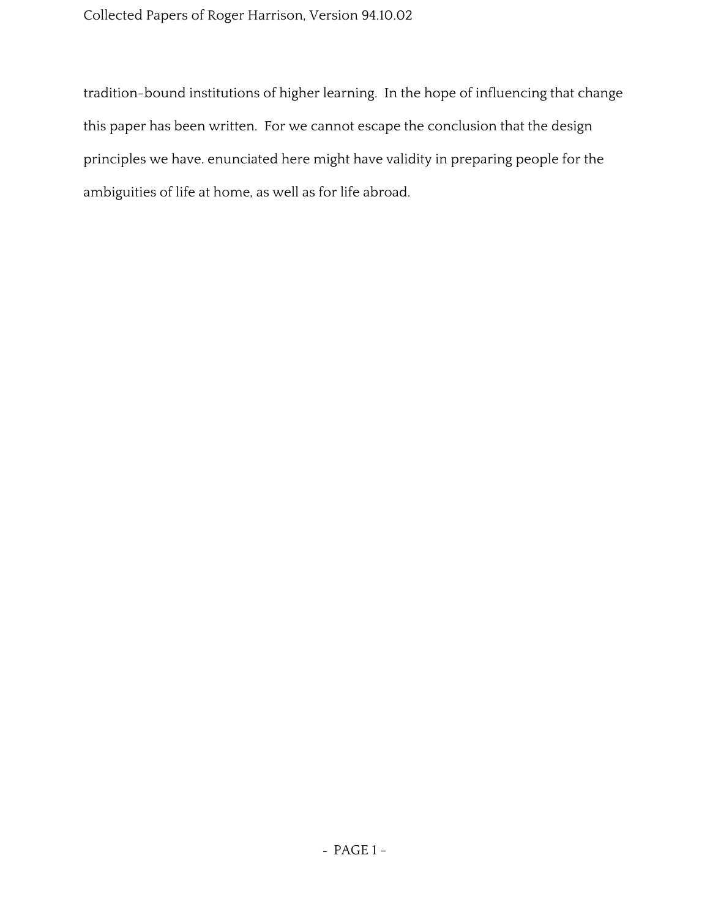tradition-bound institutions of higher learning. In the hope of influencing that change this paper has been written. For we cannot escape the conclusion that the design principles we have. enunciated here might have validity in preparing people for the ambiguities of life at home, as well as for life abroad.